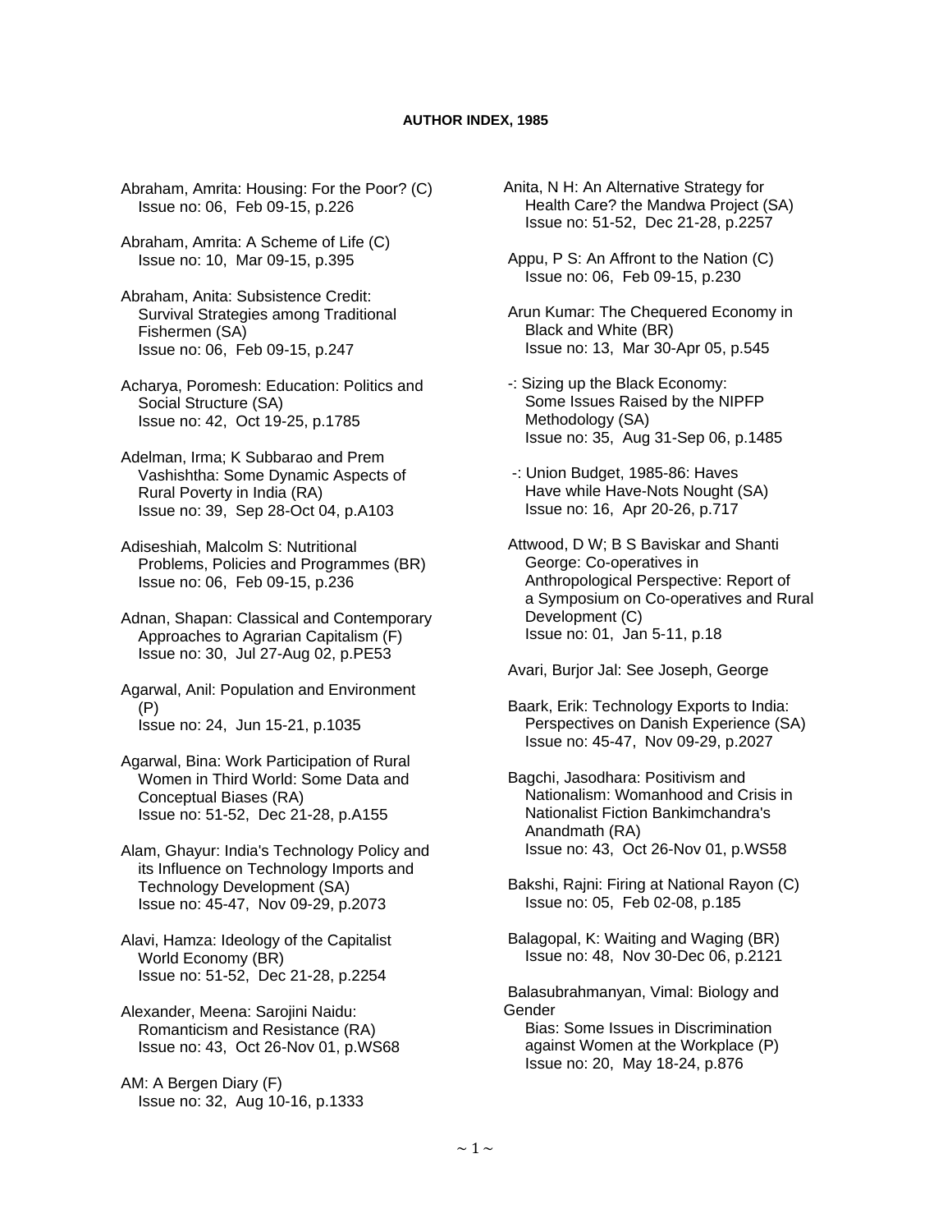**AUTHOR INDEX, 1985**

Abraham, Amrita: Housing: For the Poor? (C)
Issue no: 06, Feb 09-15, p.226

Abraham, Amrita: A Scheme of Life (C)
Issue no: 10, Mar 09-15, p.395

Abraham, Anita: Subsistence Credit: Survival Strategies among Traditional Fishermen (SA)
Issue no: 06, Feb 09-15, p.247

Acharya, Poromesh: Education: Politics and Social Structure (SA)
Issue no: 42, Oct 19-25, p.1785

Adelman, Irma; K Subbarao and Prem Vashishtha: Some Dynamic Aspects of Rural Poverty in India (RA)
Issue no: 39, Sep 28-Oct 04, p.A103

Adiseshiah, Malcolm S: Nutritional Problems, Policies and Programmes (BR)
Issue no: 06, Feb 09-15, p.236

Adnan, Shapan: Classical and Contemporary Approaches to Agrarian Capitalism (F)
Issue no: 30, Jul 27-Aug 02, p.PE53

Agarwal, Anil: Population and Environment (P)
Issue no: 24, Jun 15-21, p.1035

Agarwal, Bina: Work Participation of Rural Women in Third World: Some Data and Conceptual Biases (RA)
Issue no: 51-52, Dec 21-28, p.A155

Alam, Ghayur: India's Technology Policy and its Influence on Technology Imports and Technology Development (SA)
Issue no: 45-47, Nov 09-29, p.2073

Alavi, Hamza: Ideology of the Capitalist World Economy (BR)
Issue no: 51-52, Dec 21-28, p.2254

Alexander, Meena: Sarojini Naidu: Romanticism and Resistance (RA)
Issue no: 43, Oct 26-Nov 01, p.WS68

AM: A Bergen Diary (F)
Issue no: 32, Aug 10-16, p.1333

Anita, N H: An Alternative Strategy for Health Care? the Mandwa Project (SA)
Issue no: 51-52, Dec 21-28, p.2257

Appu, P S: An Affront to the Nation (C)
Issue no: 06, Feb 09-15, p.230

Arun Kumar: The Chequered Economy in Black and White (BR)
Issue no: 13, Mar 30-Apr 05, p.545

-: Sizing up the Black Economy: Some Issues Raised by the NIPFP Methodology (SA)
Issue no: 35, Aug 31-Sep 06, p.1485

-: Union Budget, 1985-86: Haves Have while Have-Nots Nought (SA)
Issue no: 16, Apr 20-26, p.717

Attwood, D W; B S Baviskar and Shanti George: Co-operatives in Anthropological Perspective: Report of a Symposium on Co-operatives and Rural Development (C)
Issue no: 01, Jan 5-11, p.18

Avari, Burjor Jal: See Joseph, George

Baark, Erik: Technology Exports to India: Perspectives on Danish Experience (SA)
Issue no: 45-47, Nov 09-29, p.2027

Bagchi, Jasodhara: Positivism and Nationalism: Womanhood and Crisis in Nationalist Fiction Bankimchandra's Anandmath (RA)
Issue no: 43, Oct 26-Nov 01, p.WS58

Bakshi, Rajni: Firing at National Rayon (C)
Issue no: 05, Feb 02-08, p.185

Balagopal, K: Waiting and Waging (BR)
Issue no: 48, Nov 30-Dec 06, p.2121

Balasubrahmanyan, Vimal: Biology and Gender Bias: Some Issues in Discrimination against Women at the Workplace (P)
Issue no: 20, May 18-24, p.876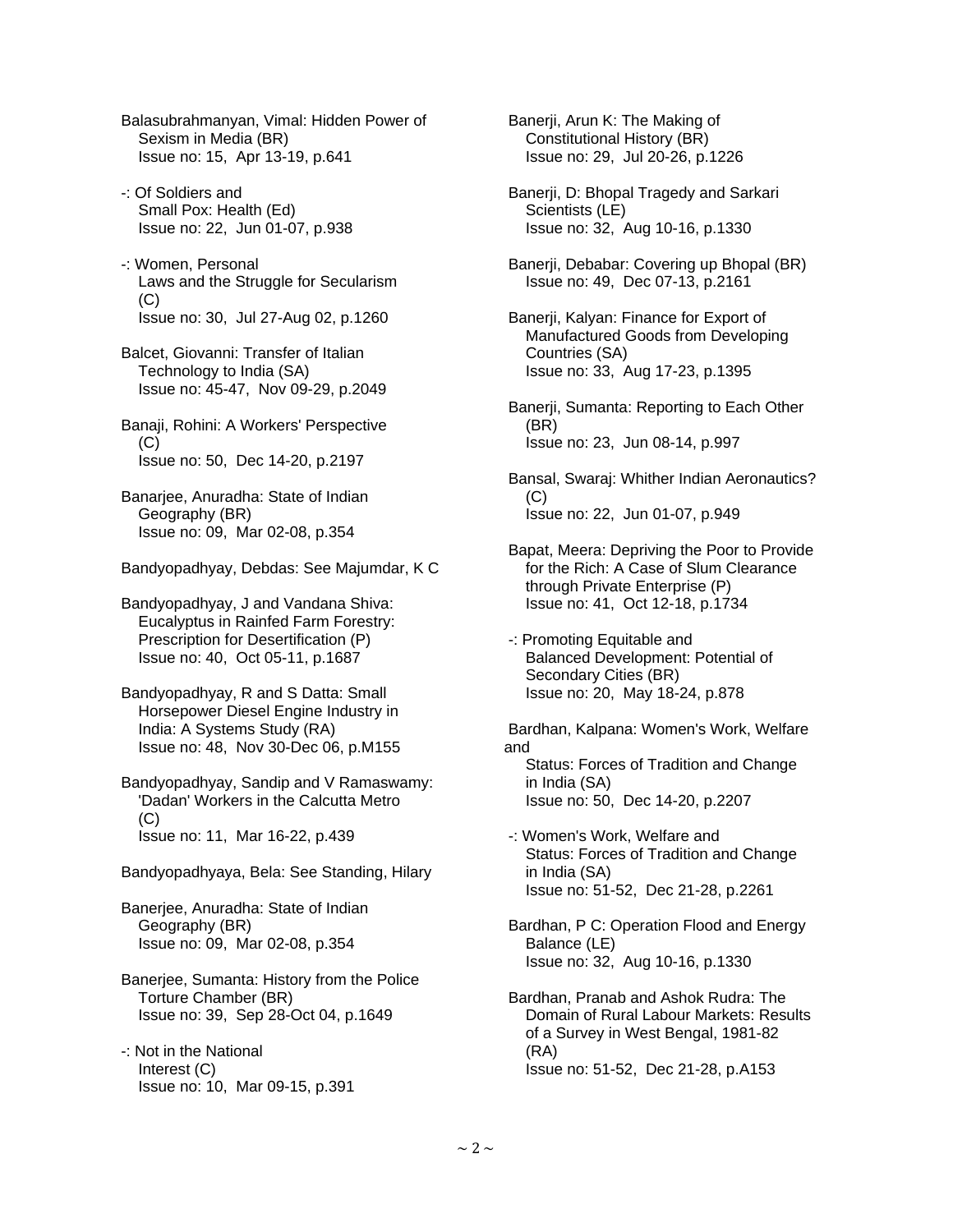Balasubrahmanyan, Vimal: Hidden Power of Sexism in Media (BR)
Issue no: 15, Apr 13-19, p.641

-: Of Soldiers and Small Pox: Health (Ed)
Issue no: 22, Jun 01-07, p.938

-: Women, Personal Laws and the Struggle for Secularism (C)
Issue no: 30, Jul 27-Aug 02, p.1260

Balcet, Giovanni: Transfer of Italian Technology to India (SA)
Issue no: 45-47, Nov 09-29, p.2049

Banaji, Rohini: A Workers' Perspective (C)
Issue no: 50, Dec 14-20, p.2197

Banarjee, Anuradha: State of Indian Geography (BR)
Issue no: 09, Mar 02-08, p.354

Bandyopadhyay, Debdas: See Majumdar, K C

Bandyopadhyay, J and Vandana Shiva: Eucalyptus in Rainfed Farm Forestry: Prescription for Desertification (P)
Issue no: 40, Oct 05-11, p.1687

Bandyopadhyay, R and S Datta: Small Horsepower Diesel Engine Industry in India: A Systems Study (RA)
Issue no: 48, Nov 30-Dec 06, p.M155

Bandyopadhyay, Sandip and V Ramaswamy: 'Dadan' Workers in the Calcutta Metro (C)
Issue no: 11, Mar 16-22, p.439

Bandyopadhyaya, Bela: See Standing, Hilary

Banerjee, Anuradha: State of Indian Geography (BR)
Issue no: 09, Mar 02-08, p.354

Banerjee, Sumanta: History from the Police Torture Chamber (BR)
Issue no: 39, Sep 28-Oct 04, p.1649

-: Not in the National Interest (C)
Issue no: 10, Mar 09-15, p.391

Banerji, Arun K: The Making of Constitutional History (BR)
Issue no: 29, Jul 20-26, p.1226

Banerji, D: Bhopal Tragedy and Sarkari Scientists (LE)
Issue no: 32, Aug 10-16, p.1330

Banerji, Debabar: Covering up Bhopal (BR)
Issue no: 49, Dec 07-13, p.2161

Banerji, Kalyan: Finance for Export of Manufactured Goods from Developing Countries (SA)
Issue no: 33, Aug 17-23, p.1395

Banerji, Sumanta: Reporting to Each Other (BR)
Issue no: 23, Jun 08-14, p.997

Bansal, Swaraj: Whither Indian Aeronautics? (C)
Issue no: 22, Jun 01-07, p.949

Bapat, Meera: Depriving the Poor to Provide for the Rich: A Case of Slum Clearance through Private Enterprise (P)
Issue no: 41, Oct 12-18, p.1734

-: Promoting Equitable and Balanced Development: Potential of Secondary Cities (BR)
Issue no: 20, May 18-24, p.878

Bardhan, Kalpana: Women's Work, Welfare and Status: Forces of Tradition and Change in India (SA)
Issue no: 50, Dec 14-20, p.2207

-: Women's Work, Welfare and Status: Forces of Tradition and Change in India (SA)
Issue no: 51-52, Dec 21-28, p.2261

Bardhan, P C: Operation Flood and Energy Balance (LE)
Issue no: 32, Aug 10-16, p.1330

Bardhan, Pranab and Ashok Rudra: The Domain of Rural Labour Markets: Results of a Survey in West Bengal, 1981-82 (RA)
Issue no: 51-52, Dec 21-28, p.A153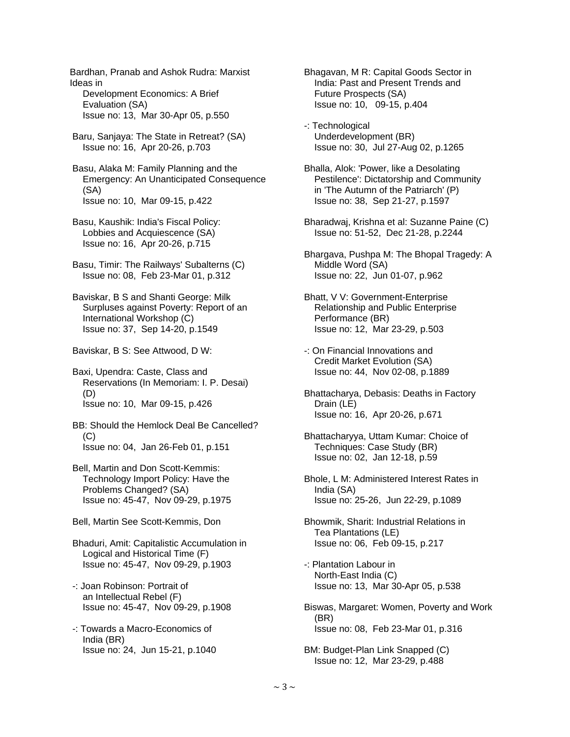Bardhan, Pranab and Ashok Rudra: Marxist Ideas in
Development Economics: A Brief Evaluation (SA)
Issue no: 13, Mar 30-Apr 05, p.550

Baru, Sanjaya: The State in Retreat? (SA)
Issue no: 16, Apr 20-26, p.703

Basu, Alaka M: Family Planning and the Emergency: An Unanticipated Consequence (SA)
Issue no: 10, Mar 09-15, p.422

Basu, Kaushik: India's Fiscal Policy: Lobbies and Acquiescence (SA)
Issue no: 16, Apr 20-26, p.715

Basu, Timir: The Railways' Subalterns (C)
Issue no: 08, Feb 23-Mar 01, p.312

Baviskar, B S and Shanti George: Milk Surpluses against Poverty: Report of an International Workshop (C)
Issue no: 37, Sep 14-20, p.1549

Baviskar, B S: See Attwood, D W:

Baxi, Upendra: Caste, Class and Reservations (In Memoriam: I. P. Desai) (D)
Issue no: 10, Mar 09-15, p.426

BB: Should the Hemlock Deal Be Cancelled? (C)
Issue no: 04, Jan 26-Feb 01, p.151

Bell, Martin and Don Scott-Kemmis: Technology Import Policy: Have the Problems Changed? (SA)
Issue no: 45-47, Nov 09-29, p.1975

Bell, Martin See Scott-Kemmis, Don

Bhaduri, Amit: Capitalistic Accumulation in Logical and Historical Time (F)
Issue no: 45-47, Nov 09-29, p.1903

-: Joan Robinson: Portrait of an Intellectual Rebel (F)
Issue no: 45-47, Nov 09-29, p.1908

-: Towards a Macro-Economics of India (BR)
Issue no: 24, Jun 15-21, p.1040

Bhagavan, M R: Capital Goods Sector in India: Past and Present Trends and Future Prospects (SA)
Issue no: 10, 09-15, p.404

-: Technological Underdevelopment (BR)
Issue no: 30, Jul 27-Aug 02, p.1265

Bhalla, Alok: 'Power, like a Desolating Pestilence': Dictatorship and Community in 'The Autumn of the Patriarch' (P)
Issue no: 38, Sep 21-27, p.1597

Bharadwaj, Krishna et al: Suzanne Paine (C)
Issue no: 51-52, Dec 21-28, p.2244

Bhargava, Pushpa M: The Bhopal Tragedy: A Middle Word (SA)
Issue no: 22, Jun 01-07, p.962

Bhatt, V V: Government-Enterprise Relationship and Public Enterprise Performance (BR)
Issue no: 12, Mar 23-29, p.503

-: On Financial Innovations and Credit Market Evolution (SA)
Issue no: 44, Nov 02-08, p.1889

Bhattacharya, Debasis: Deaths in Factory Drain (LE)
Issue no: 16, Apr 20-26, p.671

Bhattacharyya, Uttam Kumar: Choice of Techniques: Case Study (BR)
Issue no: 02, Jan 12-18, p.59

Bhole, L M: Administered Interest Rates in India (SA)
Issue no: 25-26, Jun 22-29, p.1089

Bhowmik, Sharit: Industrial Relations in Tea Plantations (LE)
Issue no: 06, Feb 09-15, p.217

-: Plantation Labour in North-East India (C)
Issue no: 13, Mar 30-Apr 05, p.538

Biswas, Margaret: Women, Poverty and Work (BR)
Issue no: 08, Feb 23-Mar 01, p.316

BM: Budget-Plan Link Snapped (C)
Issue no: 12, Mar 23-29, p.488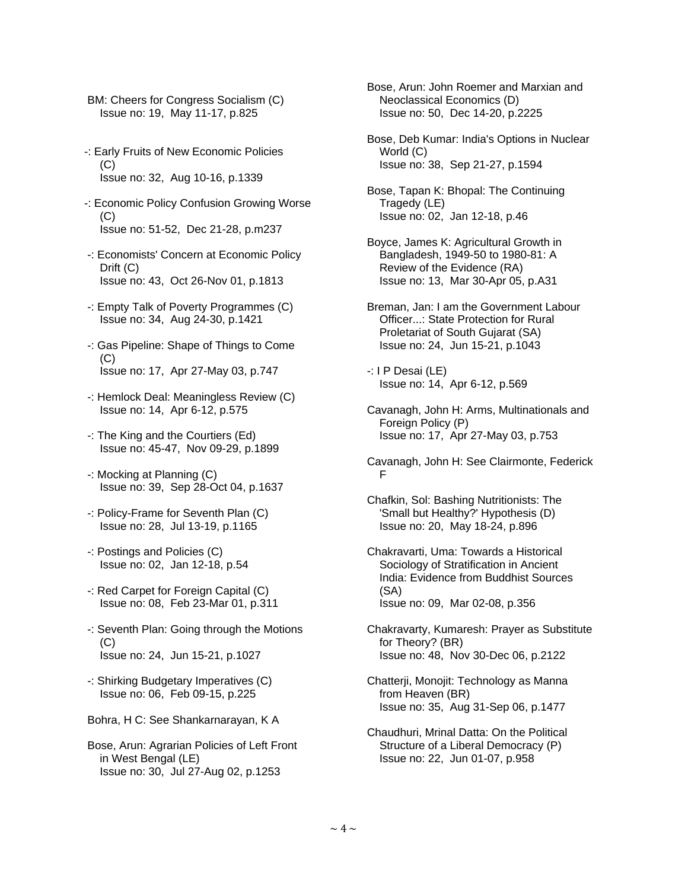BM: Cheers for Congress Socialism (C)
Issue no: 19, May 11-17, p.825

-: Early Fruits of New Economic Policies (C)
Issue no: 32, Aug 10-16, p.1339

-: Economic Policy Confusion Growing Worse (C)
Issue no: 51-52, Dec 21-28, p.m237

-: Economists' Concern at Economic Policy Drift (C)
Issue no: 43, Oct 26-Nov 01, p.1813

-: Empty Talk of Poverty Programmes (C)
Issue no: 34, Aug 24-30, p.1421

-: Gas Pipeline: Shape of Things to Come (C)
Issue no: 17, Apr 27-May 03, p.747

-: Hemlock Deal: Meaningless Review (C)
Issue no: 14, Apr 6-12, p.575

-: The King and the Courtiers (Ed)
Issue no: 45-47, Nov 09-29, p.1899

-: Mocking at Planning (C)
Issue no: 39, Sep 28-Oct 04, p.1637

-: Policy-Frame for Seventh Plan (C)
Issue no: 28, Jul 13-19, p.1165

-: Postings and Policies (C)
Issue no: 02, Jan 12-18, p.54

-: Red Carpet for Foreign Capital (C)
Issue no: 08, Feb 23-Mar 01, p.311

-: Seventh Plan: Going through the Motions (C)
Issue no: 24, Jun 15-21, p.1027

-: Shirking Budgetary Imperatives (C)
Issue no: 06, Feb 09-15, p.225

Bohra, H C: See Shankarnarayan, K A

Bose, Arun: Agrarian Policies of Left Front in West Bengal (LE)
Issue no: 30, Jul 27-Aug 02, p.1253

Bose, Arun: John Roemer and Marxian and Neoclassical Economics (D)
Issue no: 50, Dec 14-20, p.2225

Bose, Deb Kumar: India's Options in Nuclear World (C)
Issue no: 38, Sep 21-27, p.1594

Bose, Tapan K: Bhopal: The Continuing Tragedy (LE)
Issue no: 02, Jan 12-18, p.46

Boyce, James K: Agricultural Growth in Bangladesh, 1949-50 to 1980-81: A Review of the Evidence (RA)
Issue no: 13, Mar 30-Apr 05, p.A31

Breman, Jan: I am the Government Labour Officer...: State Protection for Rural Proletariat of South Gujarat (SA)
Issue no: 24, Jun 15-21, p.1043

-: I P Desai (LE)
Issue no: 14, Apr 6-12, p.569

Cavanagh, John H: Arms, Multinationals and Foreign Policy (P)
Issue no: 17, Apr 27-May 03, p.753

Cavanagh, John H: See Clairmonte, Federick F

Chafkin, Sol: Bashing Nutritionists: The 'Small but Healthy?' Hypothesis (D)
Issue no: 20, May 18-24, p.896

Chakravarti, Uma: Towards a Historical Sociology of Stratification in Ancient India: Evidence from Buddhist Sources (SA)
Issue no: 09, Mar 02-08, p.356

Chakravarty, Kumaresh: Prayer as Substitute for Theory? (BR)
Issue no: 48, Nov 30-Dec 06, p.2122

Chatterji, Monojit: Technology as Manna from Heaven (BR)
Issue no: 35, Aug 31-Sep 06, p.1477

Chaudhuri, Mrinal Datta: On the Political Structure of a Liberal Democracy (P)
Issue no: 22, Jun 01-07, p.958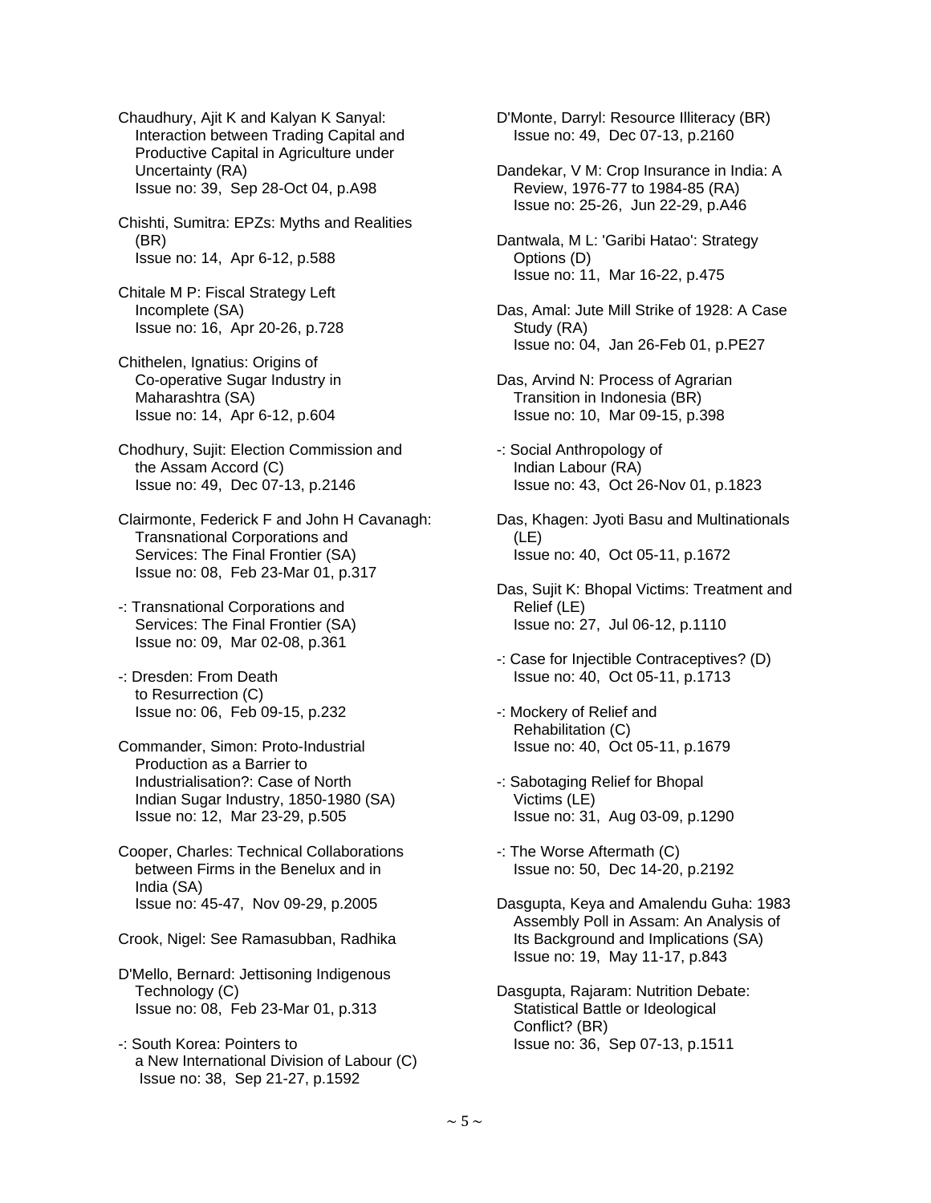Chaudhury, Ajit K and Kalyan K Sanyal: Interaction between Trading Capital and Productive Capital in Agriculture under Uncertainty (RA)
Issue no: 39, Sep 28-Oct 04, p.A98

Chishti, Sumitra: EPZs: Myths and Realities (BR)
Issue no: 14, Apr 6-12, p.588

Chitale M P: Fiscal Strategy Left Incomplete (SA)
Issue no: 16, Apr 20-26, p.728

Chithelen, Ignatius: Origins of Co-operative Sugar Industry in Maharashtra (SA)
Issue no: 14, Apr 6-12, p.604

Chodhury, Sujit: Election Commission and the Assam Accord (C)
Issue no: 49, Dec 07-13, p.2146

Clairmonte, Federick F and John H Cavanagh: Transnational Corporations and Services: The Final Frontier (SA)
Issue no: 08, Feb 23-Mar 01, p.317

-: Transnational Corporations and Services: The Final Frontier (SA)
Issue no: 09, Mar 02-08, p.361

-: Dresden: From Death to Resurrection (C)
Issue no: 06, Feb 09-15, p.232

Commander, Simon: Proto-Industrial Production as a Barrier to Industrialisation?: Case of North Indian Sugar Industry, 1850-1980 (SA)
Issue no: 12, Mar 23-29, p.505

Cooper, Charles: Technical Collaborations between Firms in the Benelux and in India (SA)
Issue no: 45-47, Nov 09-29, p.2005

Crook, Nigel: See Ramasubban, Radhika

D'Mello, Bernard: Jettisoning Indigenous Technology (C)
Issue no: 08, Feb 23-Mar 01, p.313

-: South Korea: Pointers to a New International Division of Labour (C)
Issue no: 38, Sep 21-27, p.1592

D'Monte, Darryl: Resource Illiteracy (BR)
Issue no: 49, Dec 07-13, p.2160

Dandekar, V M: Crop Insurance in India: A Review, 1976-77 to 1984-85 (RA)
Issue no: 25-26, Jun 22-29, p.A46

Dantwala, M L: 'Garibi Hatao': Strategy Options (D)
Issue no: 11, Mar 16-22, p.475

Das, Amal: Jute Mill Strike of 1928: A Case Study (RA)
Issue no: 04, Jan 26-Feb 01, p.PE27

Das, Arvind N: Process of Agrarian Transition in Indonesia (BR)
Issue no: 10, Mar 09-15, p.398

-: Social Anthropology of Indian Labour (RA)
Issue no: 43, Oct 26-Nov 01, p.1823

Das, Khagen: Jyoti Basu and Multinationals (LE)
Issue no: 40, Oct 05-11, p.1672

Das, Sujit K: Bhopal Victims: Treatment and Relief (LE)
Issue no: 27, Jul 06-12, p.1110

-: Case for Injectible Contraceptives? (D)
Issue no: 40, Oct 05-11, p.1713

-: Mockery of Relief and Rehabilitation (C)
Issue no: 40, Oct 05-11, p.1679

-: Sabotaging Relief for Bhopal Victims (LE)
Issue no: 31, Aug 03-09, p.1290

-: The Worse Aftermath (C)
Issue no: 50, Dec 14-20, p.2192

Dasgupta, Keya and Amalendu Guha: 1983 Assembly Poll in Assam: An Analysis of Its Background and Implications (SA)
Issue no: 19, May 11-17, p.843

Dasgupta, Rajaram: Nutrition Debate: Statistical Battle or Ideological Conflict? (BR)
Issue no: 36, Sep 07-13, p.1511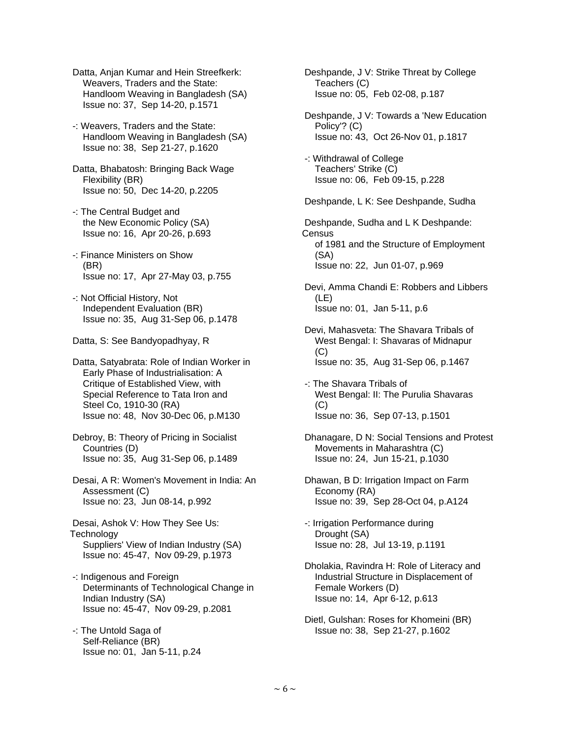Datta, Anjan Kumar and Hein Streefkerk: Weavers, Traders and the State: Handloom Weaving in Bangladesh (SA)
Issue no: 37, Sep 14-20, p.1571

-: Weavers, Traders and the State: Handloom Weaving in Bangladesh (SA)
Issue no: 38, Sep 21-27, p.1620

Datta, Bhabatosh: Bringing Back Wage Flexibility (BR)
Issue no: 50, Dec 14-20, p.2205

-: The Central Budget and the New Economic Policy (SA)
Issue no: 16, Apr 20-26, p.693

-: Finance Ministers on Show (BR)
Issue no: 17, Apr 27-May 03, p.755

-: Not Official History, Not Independent Evaluation (BR)
Issue no: 35, Aug 31-Sep 06, p.1478

Datta, S: See Bandyopadhyay, R

Datta, Satyabrata: Role of Indian Worker in Early Phase of Industrialisation: A Critique of Established View, with Special Reference to Tata Iron and Steel Co, 1910-30 (RA)
Issue no: 48, Nov 30-Dec 06, p.M130

Debroy, B: Theory of Pricing in Socialist Countries (D)
Issue no: 35, Aug 31-Sep 06, p.1489

Desai, A R: Women's Movement in India: An Assessment (C)
Issue no: 23, Jun 08-14, p.992

Desai, Ashok V: How They See Us: Technology Suppliers' View of Indian Industry (SA)
Issue no: 45-47, Nov 09-29, p.1973

-: Indigenous and Foreign Determinants of Technological Change in Indian Industry (SA)
Issue no: 45-47, Nov 09-29, p.2081

-: The Untold Saga of Self-Reliance (BR)
Issue no: 01, Jan 5-11, p.24

Deshpande, J V: Strike Threat by College Teachers (C)
Issue no: 05, Feb 02-08, p.187

Deshpande, J V: Towards a 'New Education Policy'? (C)
Issue no: 43, Oct 26-Nov 01, p.1817

-: Withdrawal of College Teachers' Strike (C)
Issue no: 06, Feb 09-15, p.228

Deshpande, L K: See Deshpande, Sudha

Deshpande, Sudha and L K Deshpande: Census of 1981 and the Structure of Employment (SA)
Issue no: 22, Jun 01-07, p.969

Devi, Amma Chandi E: Robbers and Libbers (LE)
Issue no: 01, Jan 5-11, p.6

Devi, Mahasveta: The Shavara Tribals of West Bengal: I: Shavaras of Midnapur (C)
Issue no: 35, Aug 31-Sep 06, p.1467

-: The Shavara Tribals of West Bengal: II: The Purulia Shavaras (C)
Issue no: 36, Sep 07-13, p.1501

Dhanagare, D N: Social Tensions and Protest Movements in Maharashtra (C)
Issue no: 24, Jun 15-21, p.1030

Dhawan, B D: Irrigation Impact on Farm Economy (RA)
Issue no: 39, Sep 28-Oct 04, p.A124

-: Irrigation Performance during Drought (SA)
Issue no: 28, Jul 13-19, p.1191

Dholakia, Ravindra H: Role of Literacy and Industrial Structure in Displacement of Female Workers (D)
Issue no: 14, Apr 6-12, p.613

Dietl, Gulshan: Roses for Khomeini (BR)
Issue no: 38, Sep 21-27, p.1602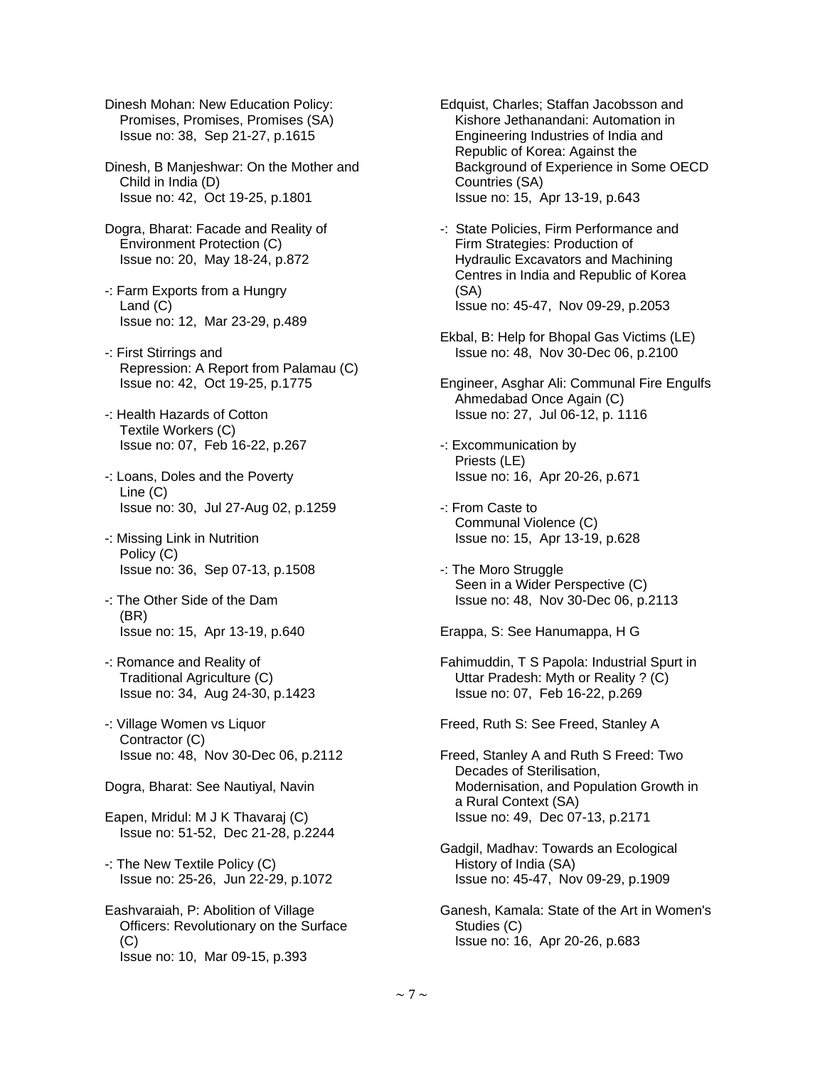Dinesh Mohan: New Education Policy: Promises, Promises, Promises (SA)
Issue no: 38, Sep 21-27, p.1615

Dinesh, B Manjeshwar: On the Mother and Child in India (D)
Issue no: 42, Oct 19-25, p.1801

Dogra, Bharat: Facade and Reality of Environment Protection (C)
Issue no: 20, May 18-24, p.872

-: Farm Exports from a Hungry Land (C)
Issue no: 12, Mar 23-29, p.489

-: First Stirrings and Repression: A Report from Palamau (C)
Issue no: 42, Oct 19-25, p.1775

-: Health Hazards of Cotton Textile Workers (C)
Issue no: 07, Feb 16-22, p.267

-: Loans, Doles and the Poverty Line (C)
Issue no: 30, Jul 27-Aug 02, p.1259

-: Missing Link in Nutrition Policy (C)
Issue no: 36, Sep 07-13, p.1508

-: The Other Side of the Dam (BR)
Issue no: 15, Apr 13-19, p.640

-: Romance and Reality of Traditional Agriculture (C)
Issue no: 34, Aug 24-30, p.1423

-: Village Women vs Liquor Contractor (C)
Issue no: 48, Nov 30-Dec 06, p.2112

Dogra, Bharat: See Nautiyal, Navin

Eapen, Mridul: M J K Thavaraj (C)
Issue no: 51-52, Dec 21-28, p.2244

-: The New Textile Policy (C)
Issue no: 25-26, Jun 22-29, p.1072

Eashvaraiah, P: Abolition of Village Officers: Revolutionary on the Surface (C)
Issue no: 10, Mar 09-15, p.393

Edquist, Charles; Staffan Jacobsson and Kishore Jethanandani: Automation in Engineering Industries of India and Republic of Korea: Against the Background of Experience in Some OECD Countries (SA)
Issue no: 15, Apr 13-19, p.643

-: State Policies, Firm Performance and Firm Strategies: Production of Hydraulic Excavators and Machining Centres in India and Republic of Korea (SA)
Issue no: 45-47, Nov 09-29, p.2053

Ekbal, B: Help for Bhopal Gas Victims (LE)
Issue no: 48, Nov 30-Dec 06, p.2100

Engineer, Asghar Ali: Communal Fire Engulfs Ahmedabad Once Again (C)
Issue no: 27, Jul 06-12, p. 1116

-: Excommunication by Priests (LE)
Issue no: 16, Apr 20-26, p.671

-: From Caste to Communal Violence (C)
Issue no: 15, Apr 13-19, p.628

-: The Moro Struggle Seen in a Wider Perspective (C)
Issue no: 48, Nov 30-Dec 06, p.2113

Erappa, S: See Hanumappa, H G

Fahimuddin, T S Papola: Industrial Spurt in Uttar Pradesh: Myth or Reality ? (C)
Issue no: 07, Feb 16-22, p.269

Freed, Ruth S: See Freed, Stanley A

Freed, Stanley A and Ruth S Freed: Two Decades of Sterilisation, Modernisation, and Population Growth in a Rural Context (SA)
Issue no: 49, Dec 07-13, p.2171

Gadgil, Madhav: Towards an Ecological History of India (SA)
Issue no: 45-47, Nov 09-29, p.1909

Ganesh, Kamala: State of the Art in Women's Studies (C)
Issue no: 16, Apr 20-26, p.683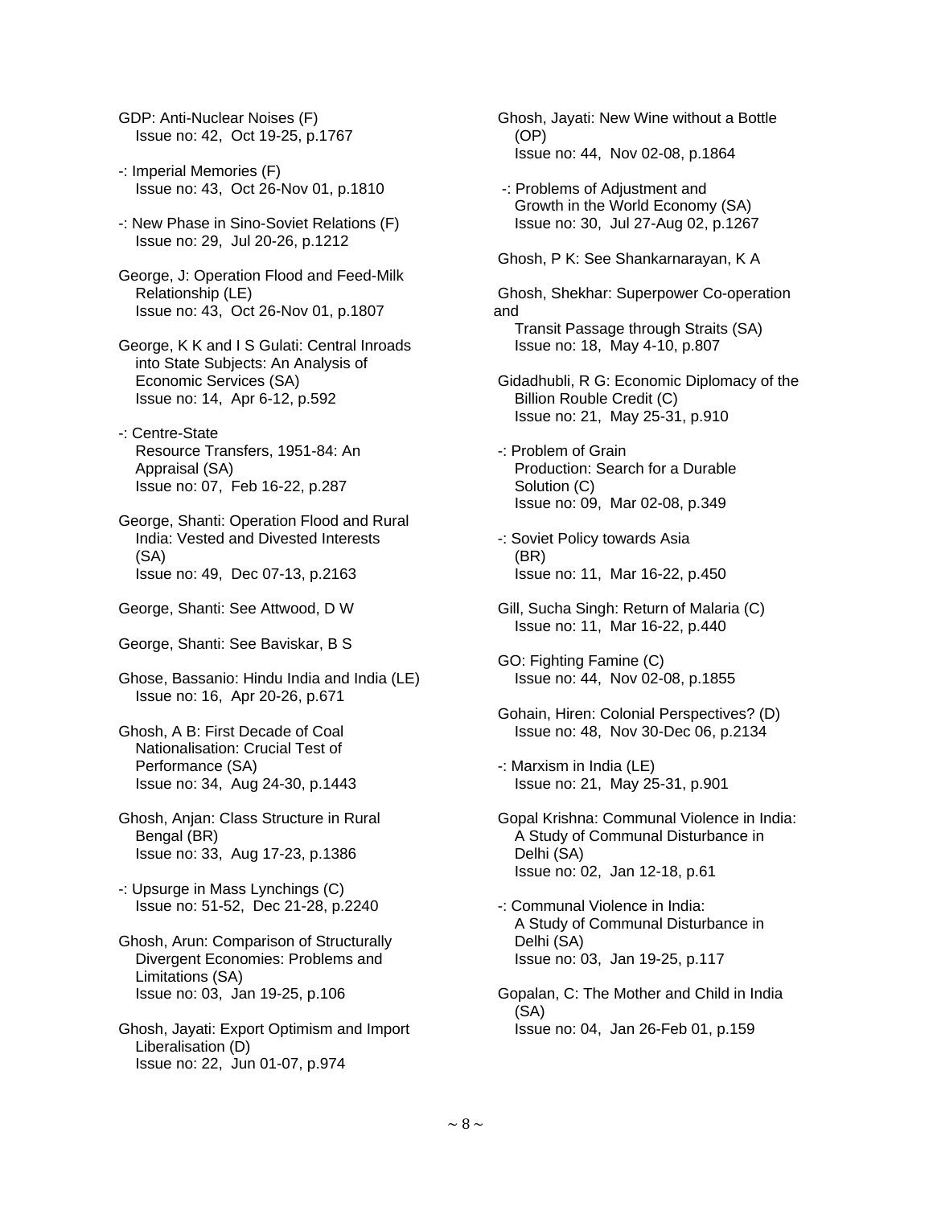GDP: Anti-Nuclear Noises (F)
Issue no: 42, Oct 19-25, p.1767

-: Imperial Memories (F)
Issue no: 43, Oct 26-Nov 01, p.1810

-: New Phase in Sino-Soviet Relations (F)
Issue no: 29, Jul 20-26, p.1212

George, J: Operation Flood and Feed-Milk Relationship (LE)
Issue no: 43, Oct 26-Nov 01, p.1807

George, K K and I S Gulati: Central Inroads into State Subjects: An Analysis of Economic Services (SA)
Issue no: 14, Apr 6-12, p.592

-: Centre-State Resource Transfers, 1951-84: An Appraisal (SA)
Issue no: 07, Feb 16-22, p.287

George, Shanti: Operation Flood and Rural India: Vested and Divested Interests (SA)
Issue no: 49, Dec 07-13, p.2163

George, Shanti: See Attwood, D W

George, Shanti: See Baviskar, B S

Ghose, Bassanio: Hindu India and India (LE)
Issue no: 16, Apr 20-26, p.671

Ghosh, A B: First Decade of Coal Nationalisation: Crucial Test of Performance (SA)
Issue no: 34, Aug 24-30, p.1443

Ghosh, Anjan: Class Structure in Rural Bengal (BR)
Issue no: 33, Aug 17-23, p.1386

-: Upsurge in Mass Lynchings (C)
Issue no: 51-52, Dec 21-28, p.2240

Ghosh, Arun: Comparison of Structurally Divergent Economies: Problems and Limitations (SA)
Issue no: 03, Jan 19-25, p.106

Ghosh, Jayati: Export Optimism and Import Liberalisation (D)
Issue no: 22, Jun 01-07, p.974

Ghosh, Jayati: New Wine without a Bottle (OP)
Issue no: 44, Nov 02-08, p.1864

-: Problems of Adjustment and Growth in the World Economy (SA)
Issue no: 30, Jul 27-Aug 02, p.1267

Ghosh, P K: See Shankarnarayan, K A

Ghosh, Shekhar: Superpower Co-operation and Transit Passage through Straits (SA)
Issue no: 18, May 4-10, p.807

Gidadhubli, R G: Economic Diplomacy of the Billion Rouble Credit (C)
Issue no: 21, May 25-31, p.910

-: Problem of Grain Production: Search for a Durable Solution (C)
Issue no: 09, Mar 02-08, p.349

-: Soviet Policy towards Asia (BR)
Issue no: 11, Mar 16-22, p.450

Gill, Sucha Singh: Return of Malaria (C)
Issue no: 11, Mar 16-22, p.440

GO: Fighting Famine (C)
Issue no: 44, Nov 02-08, p.1855

Gohain, Hiren: Colonial Perspectives? (D)
Issue no: 48, Nov 30-Dec 06, p.2134

-: Marxism in India (LE)
Issue no: 21, May 25-31, p.901

Gopal Krishna: Communal Violence in India: A Study of Communal Disturbance in Delhi (SA)
Issue no: 02, Jan 12-18, p.61

-: Communal Violence in India: A Study of Communal Disturbance in Delhi (SA)
Issue no: 03, Jan 19-25, p.117

Gopalan, C: The Mother and Child in India (SA)
Issue no: 04, Jan 26-Feb 01, p.159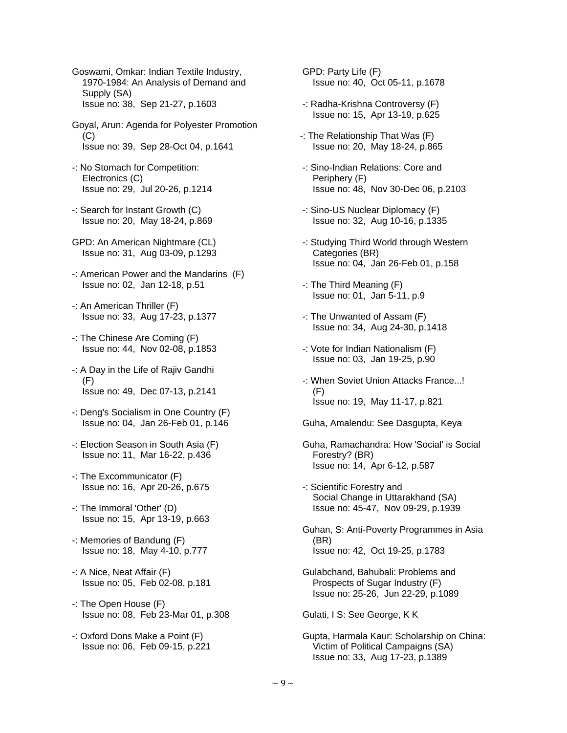Goswami, Omkar: Indian Textile Industry, 1970-1984: An Analysis of Demand and Supply (SA)
Issue no: 38, Sep 21-27, p.1603

Goyal, Arun: Agenda for Polyester Promotion (C)
Issue no: 39, Sep 28-Oct 04, p.1641

-: No Stomach for Competition: Electronics (C)
Issue no: 29, Jul 20-26, p.1214

-: Search for Instant Growth (C)
Issue no: 20, May 18-24, p.869

GPD: An American Nightmare (CL)
Issue no: 31, Aug 03-09, p.1293

-: American Power and the Mandarins (F)
Issue no: 02, Jan 12-18, p.51

-: An American Thriller (F)
Issue no: 33, Aug 17-23, p.1377

-: The Chinese Are Coming (F)
Issue no: 44, Nov 02-08, p.1853

-: A Day in the Life of Rajiv Gandhi (F)
Issue no: 49, Dec 07-13, p.2141

-: Deng's Socialism in One Country (F)
Issue no: 04, Jan 26-Feb 01, p.146

-: Election Season in South Asia (F)
Issue no: 11, Mar 16-22, p.436

-: The Excommunicator (F)
Issue no: 16, Apr 20-26, p.675

-: The Immoral 'Other' (D)
Issue no: 15, Apr 13-19, p.663

-: Memories of Bandung (F)
Issue no: 18, May 4-10, p.777

-: A Nice, Neat Affair (F)
Issue no: 05, Feb 02-08, p.181

-: The Open House (F)
Issue no: 08, Feb 23-Mar 01, p.308

-: Oxford Dons Make a Point (F)
Issue no: 06, Feb 09-15, p.221

GPD: Party Life (F)
Issue no: 40, Oct 05-11, p.1678

-: Radha-Krishna Controversy (F)
Issue no: 15, Apr 13-19, p.625

-: The Relationship That Was (F)
Issue no: 20, May 18-24, p.865

-: Sino-Indian Relations: Core and Periphery (F)
Issue no: 48, Nov 30-Dec 06, p.2103

-: Sino-US Nuclear Diplomacy (F)
Issue no: 32, Aug 10-16, p.1335

-: Studying Third World through Western Categories (BR)
Issue no: 04, Jan 26-Feb 01, p.158

-: The Third Meaning (F)
Issue no: 01, Jan 5-11, p.9

-: The Unwanted of Assam (F)
Issue no: 34, Aug 24-30, p.1418

-: Vote for Indian Nationalism (F)
Issue no: 03, Jan 19-25, p.90

-: When Soviet Union Attacks France...! (F)
Issue no: 19, May 11-17, p.821

Guha, Amalendu: See Dasgupta, Keya

Guha, Ramachandra: How 'Social' is Social Forestry? (BR)
Issue no: 14, Apr 6-12, p.587

-: Scientific Forestry and Social Change in Uttarakhand (SA)
Issue no: 45-47, Nov 09-29, p.1939

Guhan, S: Anti-Poverty Programmes in Asia (BR)
Issue no: 42, Oct 19-25, p.1783

Gulabchand, Bahubali: Problems and Prospects of Sugar Industry (F)
Issue no: 25-26, Jun 22-29, p.1089

Gulati, I S: See George, K K

Gupta, Harmala Kaur: Scholarship on China: Victim of Political Campaigns (SA)
Issue no: 33, Aug 17-23, p.1389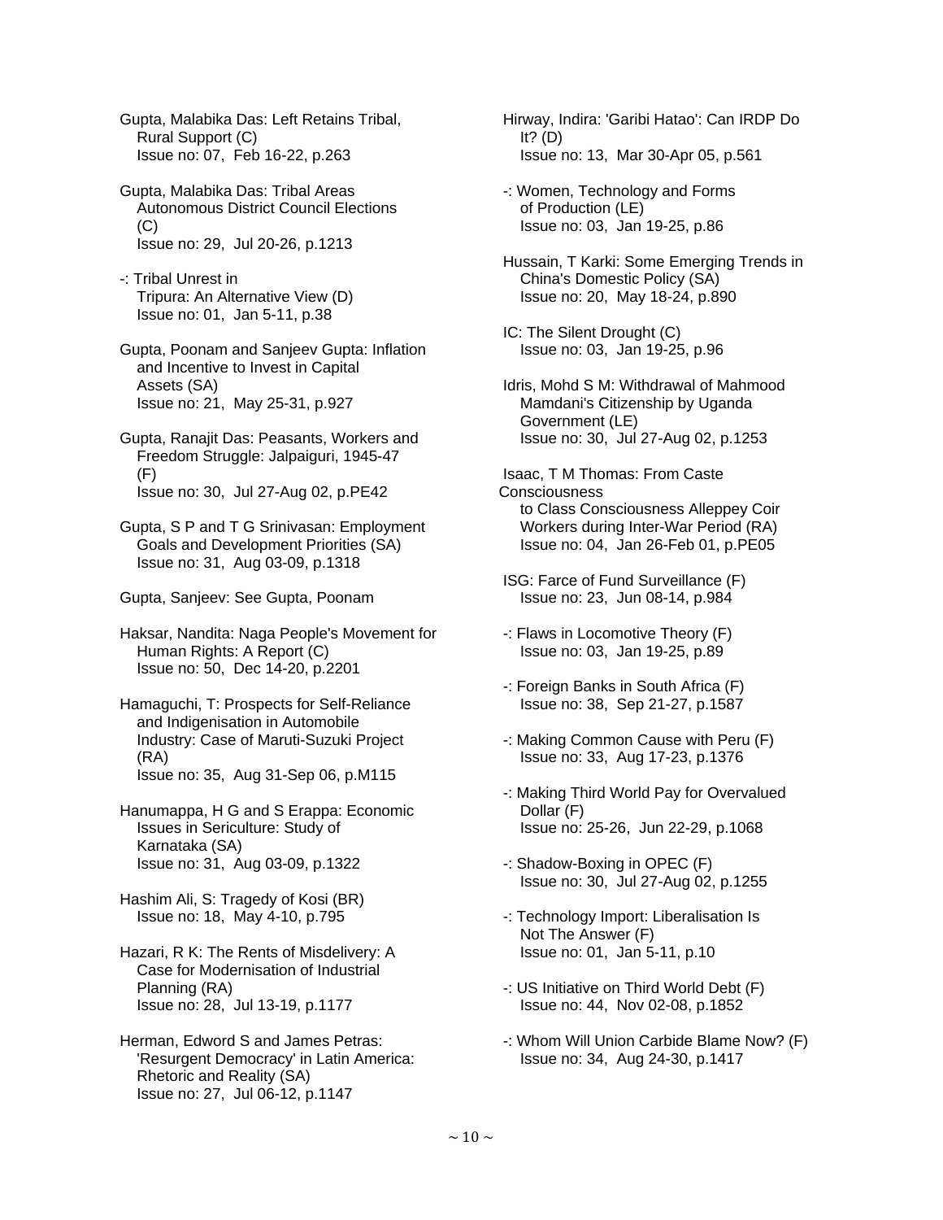Gupta, Malabika Das: Left Retains Tribal, Rural Support (C)
Issue no: 07, Feb 16-22, p.263

Gupta, Malabika Das: Tribal Areas Autonomous District Council Elections (C)
Issue no: 29, Jul 20-26, p.1213

-: Tribal Unrest in Tripura: An Alternative View (D)
Issue no: 01, Jan 5-11, p.38

Gupta, Poonam and Sanjeev Gupta: Inflation and Incentive to Invest in Capital Assets (SA)
Issue no: 21, May 25-31, p.927

Gupta, Ranajit Das: Peasants, Workers and Freedom Struggle: Jalpaiguri, 1945-47 (F)
Issue no: 30, Jul 27-Aug 02, p.PE42

Gupta, S P and T G Srinivasan: Employment Goals and Development Priorities (SA)
Issue no: 31, Aug 03-09, p.1318

Gupta, Sanjeev: See Gupta, Poonam

Haksar, Nandita: Naga People's Movement for Human Rights: A Report (C)
Issue no: 50, Dec 14-20, p.2201

Hamaguchi, T: Prospects for Self-Reliance and Indigenisation in Automobile Industry: Case of Maruti-Suzuki Project (RA)
Issue no: 35, Aug 31-Sep 06, p.M115

Hanumappa, H G and S Erappa: Economic Issues in Sericulture: Study of Karnataka (SA)
Issue no: 31, Aug 03-09, p.1322

Hashim Ali, S: Tragedy of Kosi (BR)
Issue no: 18, May 4-10, p.795

Hazari, R K: The Rents of Misdelivery: A Case for Modernisation of Industrial Planning (RA)
Issue no: 28, Jul 13-19, p.1177

Herman, Edword S and James Petras: 'Resurgent Democracy' in Latin America: Rhetoric and Reality (SA)
Issue no: 27, Jul 06-12, p.1147

Hirway, Indira: 'Garibi Hatao': Can IRDP Do It? (D)
Issue no: 13, Mar 30-Apr 05, p.561

-: Women, Technology and Forms of Production (LE)
Issue no: 03, Jan 19-25, p.86

Hussain, T Karki: Some Emerging Trends in China's Domestic Policy (SA)
Issue no: 20, May 18-24, p.890

IC: The Silent Drought (C)
Issue no: 03, Jan 19-25, p.96

Idris, Mohd S M: Withdrawal of Mahmood Mamdani's Citizenship by Uganda Government (LE)
Issue no: 30, Jul 27-Aug 02, p.1253

Isaac, T M Thomas: From Caste Consciousness to Class Consciousness Alleppey Coir Workers during Inter-War Period (RA)
Issue no: 04, Jan 26-Feb 01, p.PE05

ISG: Farce of Fund Surveillance (F)
Issue no: 23, Jun 08-14, p.984

-: Flaws in Locomotive Theory (F)
Issue no: 03, Jan 19-25, p.89

-: Foreign Banks in South Africa (F)
Issue no: 38, Sep 21-27, p.1587

-: Making Common Cause with Peru (F)
Issue no: 33, Aug 17-23, p.1376

-: Making Third World Pay for Overvalued Dollar (F)
Issue no: 25-26, Jun 22-29, p.1068

-: Shadow-Boxing in OPEC (F)
Issue no: 30, Jul 27-Aug 02, p.1255

-: Technology Import: Liberalisation Is Not The Answer (F)
Issue no: 01, Jan 5-11, p.10

-: US Initiative on Third World Debt (F)
Issue no: 44, Nov 02-08, p.1852

-: Whom Will Union Carbide Blame Now? (F)
Issue no: 34, Aug 24-30, p.1417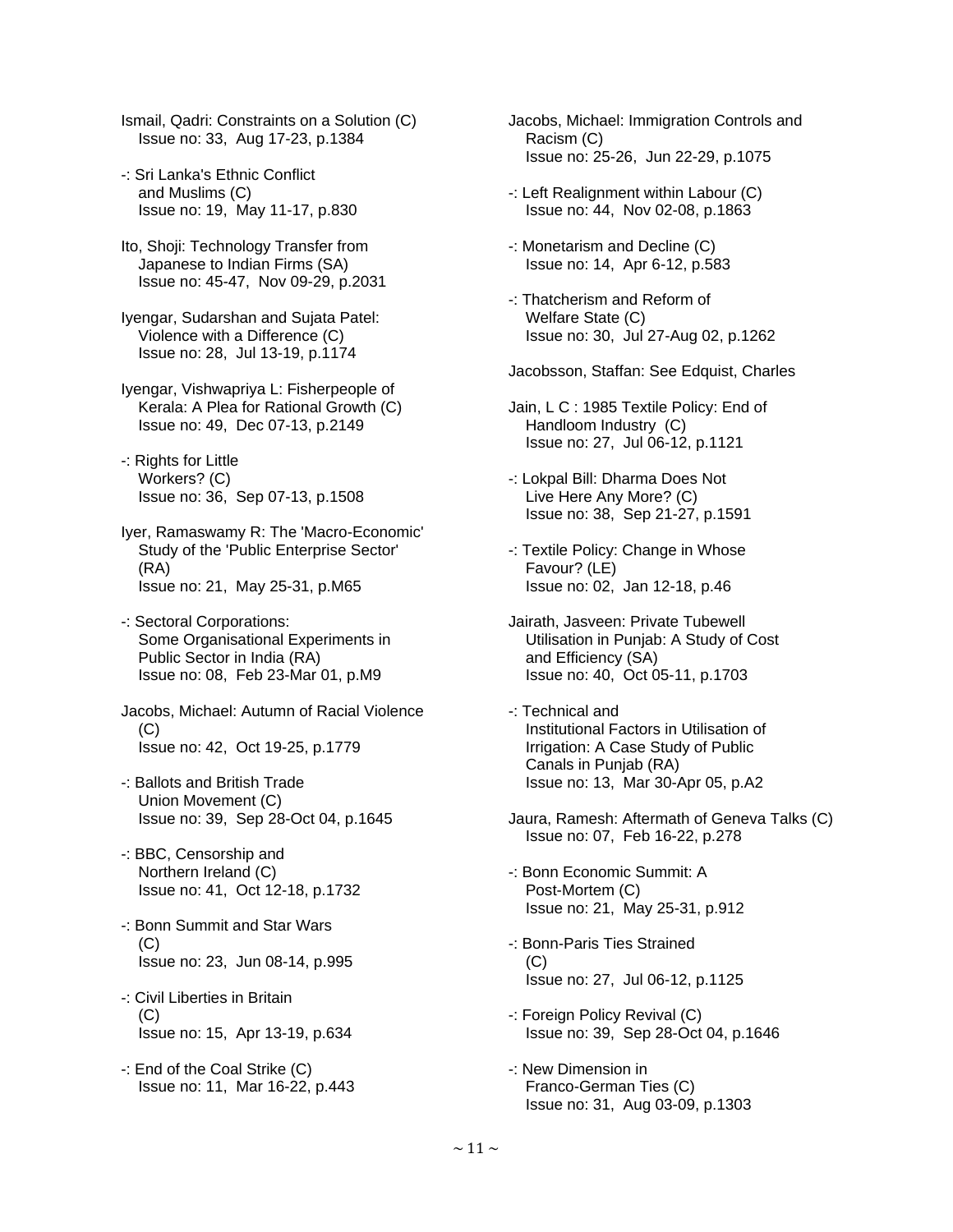Ismail, Qadri: Constraints on a Solution (C)
Issue no: 33, Aug 17-23, p.1384

-: Sri Lanka's Ethnic Conflict and Muslims (C)
Issue no: 19, May 11-17, p.830

Ito, Shoji: Technology Transfer from Japanese to Indian Firms (SA)
Issue no: 45-47, Nov 09-29, p.2031

Iyengar, Sudarshan and Sujata Patel: Violence with a Difference (C)
Issue no: 28, Jul 13-19, p.1174

Iyengar, Vishwapriya L: Fisherpeople of Kerala: A Plea for Rational Growth (C)
Issue no: 49, Dec 07-13, p.2149

-: Rights for Little Workers? (C)
Issue no: 36, Sep 07-13, p.1508

Iyer, Ramaswamy R: The 'Macro-Economic' Study of the 'Public Enterprise Sector' (RA)
Issue no: 21, May 25-31, p.M65

-: Sectoral Corporations: Some Organisational Experiments in Public Sector in India (RA)
Issue no: 08, Feb 23-Mar 01, p.M9

Jacobs, Michael: Autumn of Racial Violence (C)
Issue no: 42, Oct 19-25, p.1779

-: Ballots and British Trade Union Movement (C)
Issue no: 39, Sep 28-Oct 04, p.1645

-: BBC, Censorship and Northern Ireland (C)
Issue no: 41, Oct 12-18, p.1732

-: Bonn Summit and Star Wars (C)
Issue no: 23, Jun 08-14, p.995

-: Civil Liberties in Britain (C)
Issue no: 15, Apr 13-19, p.634

-: End of the Coal Strike (C)
Issue no: 11, Mar 16-22, p.443

Jacobs, Michael: Immigration Controls and Racism (C)
Issue no: 25-26, Jun 22-29, p.1075

-: Left Realignment within Labour (C)
Issue no: 44, Nov 02-08, p.1863

-: Monetarism and Decline (C)
Issue no: 14, Apr 6-12, p.583

-: Thatcherism and Reform of Welfare State (C)
Issue no: 30, Jul 27-Aug 02, p.1262

Jacobsson, Staffan: See Edquist, Charles

Jain, L C : 1985 Textile Policy: End of Handloom Industry (C)
Issue no: 27, Jul 06-12, p.1121

-: Lokpal Bill: Dharma Does Not Live Here Any More? (C)
Issue no: 38, Sep 21-27, p.1591

-: Textile Policy: Change in Whose Favour? (LE)
Issue no: 02, Jan 12-18, p.46

Jairath, Jasveen: Private Tubewell Utilisation in Punjab: A Study of Cost and Efficiency (SA)
Issue no: 40, Oct 05-11, p.1703

-: Technical and Institutional Factors in Utilisation of Irrigation: A Case Study of Public Canals in Punjab (RA)
Issue no: 13, Mar 30-Apr 05, p.A2

Jaura, Ramesh: Aftermath of Geneva Talks (C)
Issue no: 07, Feb 16-22, p.278

-: Bonn Economic Summit: A Post-Mortem (C)
Issue no: 21, May 25-31, p.912

-: Bonn-Paris Ties Strained (C)
Issue no: 27, Jul 06-12, p.1125

-: Foreign Policy Revival (C)
Issue no: 39, Sep 28-Oct 04, p.1646

-: New Dimension in Franco-German Ties (C)
Issue no: 31, Aug 03-09, p.1303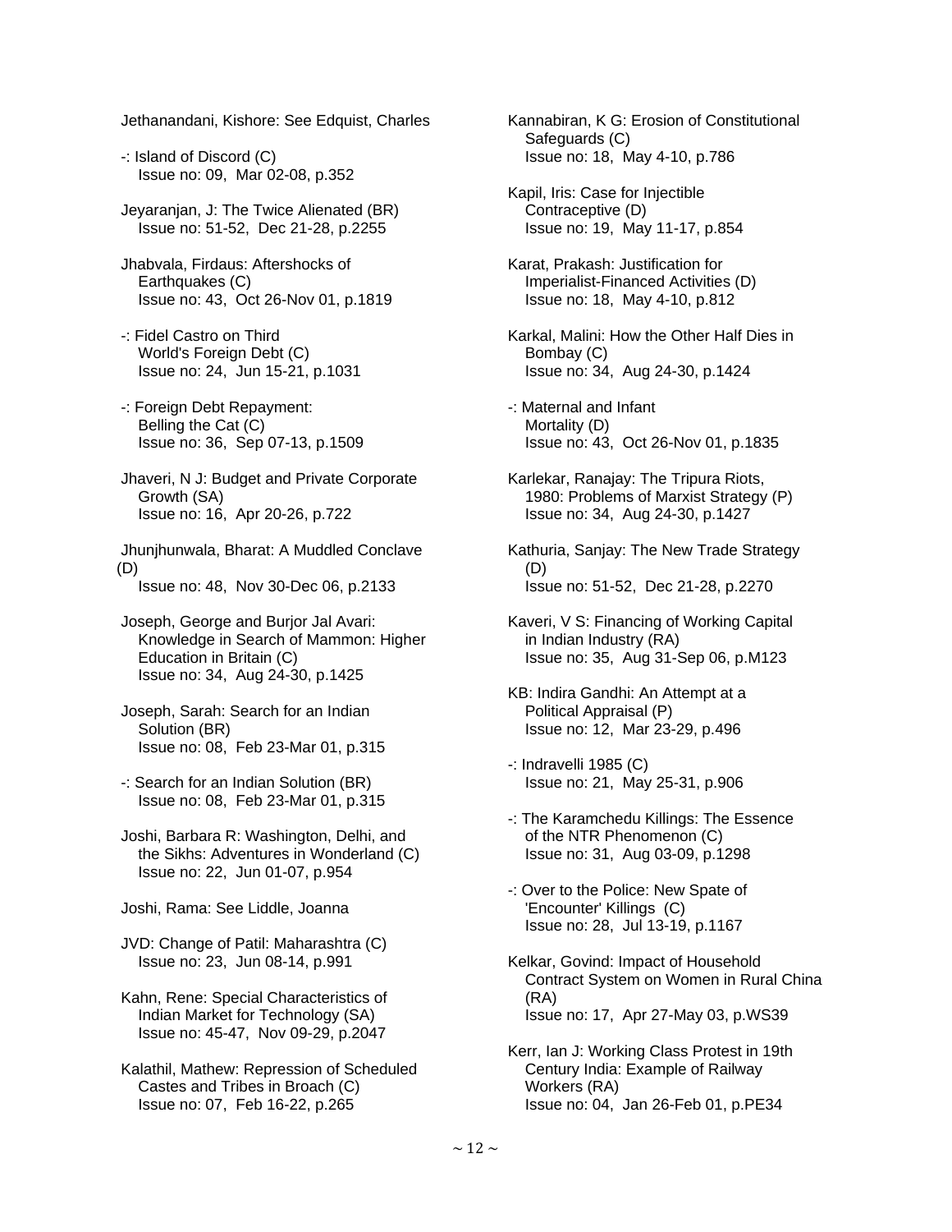Jethanandani, Kishore: See Edquist, Charles

-: Island of Discord (C)
Issue no: 09, Mar 02-08, p.352

Jeyaranjan, J: The Twice Alienated (BR)
Issue no: 51-52, Dec 21-28, p.2255

Jhabvala, Firdaus: Aftershocks of Earthquakes (C)
Issue no: 43, Oct 26-Nov 01, p.1819

-: Fidel Castro on Third World's Foreign Debt (C)
Issue no: 24, Jun 15-21, p.1031

-: Foreign Debt Repayment: Belling the Cat (C)
Issue no: 36, Sep 07-13, p.1509

Jhaveri, N J: Budget and Private Corporate Growth (SA)
Issue no: 16, Apr 20-26, p.722

Jhunjhunwala, Bharat: A Muddled Conclave (D)
Issue no: 48, Nov 30-Dec 06, p.2133

Joseph, George and Burjor Jal Avari: Knowledge in Search of Mammon: Higher Education in Britain (C)
Issue no: 34, Aug 24-30, p.1425

Joseph, Sarah: Search for an Indian Solution (BR)
Issue no: 08, Feb 23-Mar 01, p.315

-: Search for an Indian Solution (BR)
Issue no: 08, Feb 23-Mar 01, p.315

Joshi, Barbara R: Washington, Delhi, and the Sikhs: Adventures in Wonderland (C)
Issue no: 22, Jun 01-07, p.954

Joshi, Rama: See Liddle, Joanna

JVD: Change of Patil: Maharashtra (C)
Issue no: 23, Jun 08-14, p.991

Kahn, Rene: Special Characteristics of Indian Market for Technology (SA)
Issue no: 45-47, Nov 09-29, p.2047

Kalathil, Mathew: Repression of Scheduled Castes and Tribes in Broach (C)
Issue no: 07, Feb 16-22, p.265

Kannabiran, K G: Erosion of Constitutional Safeguards (C)
Issue no: 18, May 4-10, p.786

Kapil, Iris: Case for Injectible Contraceptive (D)
Issue no: 19, May 11-17, p.854

Karat, Prakash: Justification for Imperialist-Financed Activities (D)
Issue no: 18, May 4-10, p.812

Karkal, Malini: How the Other Half Dies in Bombay (C)
Issue no: 34, Aug 24-30, p.1424

-: Maternal and Infant Mortality (D)
Issue no: 43, Oct 26-Nov 01, p.1835

Karlekar, Ranajay: The Tripura Riots, 1980: Problems of Marxist Strategy (P)
Issue no: 34, Aug 24-30, p.1427

Kathuria, Sanjay: The New Trade Strategy (D)
Issue no: 51-52, Dec 21-28, p.2270

Kaveri, V S: Financing of Working Capital in Indian Industry (RA)
Issue no: 35, Aug 31-Sep 06, p.M123

KB: Indira Gandhi: An Attempt at a Political Appraisal (P)
Issue no: 12, Mar 23-29, p.496

-: Indravelli 1985 (C)
Issue no: 21, May 25-31, p.906

-: The Karamchedu Killings: The Essence of the NTR Phenomenon (C)
Issue no: 31, Aug 03-09, p.1298

-: Over to the Police: New Spate of 'Encounter' Killings (C)
Issue no: 28, Jul 13-19, p.1167

Kelkar, Govind: Impact of Household Contract System on Women in Rural China (RA)
Issue no: 17, Apr 27-May 03, p.WS39

Kerr, Ian J: Working Class Protest in 19th Century India: Example of Railway Workers (RA)
Issue no: 04, Jan 26-Feb 01, p.PE34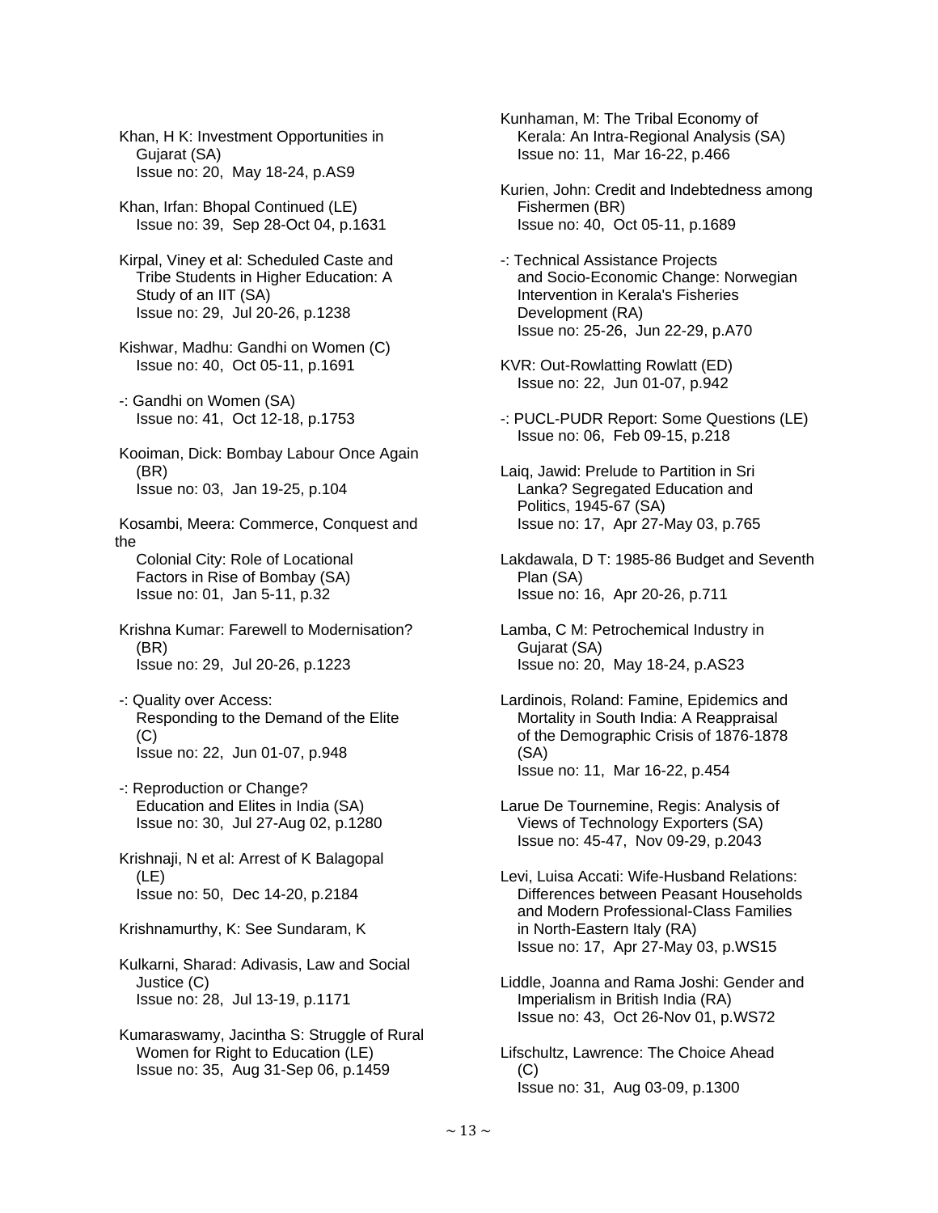Khan, H K: Investment Opportunities in Gujarat (SA)
Issue no: 20, May 18-24, p.AS9

Khan, Irfan: Bhopal Continued (LE)
Issue no: 39, Sep 28-Oct 04, p.1631

Kirpal, Viney et al: Scheduled Caste and Tribe Students in Higher Education: A Study of an IIT (SA)
Issue no: 29, Jul 20-26, p.1238

Kishwar, Madhu: Gandhi on Women (C)
Issue no: 40, Oct 05-11, p.1691

-: Gandhi on Women (SA)
Issue no: 41, Oct 12-18, p.1753

Kooiman, Dick: Bombay Labour Once Again (BR)
Issue no: 03, Jan 19-25, p.104

Kosambi, Meera: Commerce, Conquest and the Colonial City: Role of Locational Factors in Rise of Bombay (SA)
Issue no: 01, Jan 5-11, p.32

Krishna Kumar: Farewell to Modernisation? (BR)
Issue no: 29, Jul 20-26, p.1223

-: Quality over Access: Responding to the Demand of the Elite (C)
Issue no: 22, Jun 01-07, p.948

-: Reproduction or Change? Education and Elites in India (SA)
Issue no: 30, Jul 27-Aug 02, p.1280

Krishnaji, N et al: Arrest of K Balagopal (LE)
Issue no: 50, Dec 14-20, p.2184

Krishnamurthy, K: See Sundaram, K

Kulkarni, Sharad: Adivasis, Law and Social Justice (C)
Issue no: 28, Jul 13-19, p.1171

Kumaraswamy, Jacintha S: Struggle of Rural Women for Right to Education (LE)
Issue no: 35, Aug 31-Sep 06, p.1459

Kunhaman, M: The Tribal Economy of Kerala: An Intra-Regional Analysis (SA)
Issue no: 11, Mar 16-22, p.466

Kurien, John: Credit and Indebtedness among Fishermen (BR)
Issue no: 40, Oct 05-11, p.1689

-: Technical Assistance Projects and Socio-Economic Change: Norwegian Intervention in Kerala's Fisheries Development (RA)
Issue no: 25-26, Jun 22-29, p.A70

KVR: Out-Rowlatting Rowlatt (ED)
Issue no: 22, Jun 01-07, p.942

-: PUCL-PUDR Report: Some Questions (LE)
Issue no: 06, Feb 09-15, p.218

Laiq, Jawid: Prelude to Partition in Sri Lanka? Segregated Education and Politics, 1945-67 (SA)
Issue no: 17, Apr 27-May 03, p.765

Lakdawala, D T: 1985-86 Budget and Seventh Plan (SA)
Issue no: 16, Apr 20-26, p.711

Lamba, C M: Petrochemical Industry in Gujarat (SA)
Issue no: 20, May 18-24, p.AS23

Lardinois, Roland: Famine, Epidemics and Mortality in South India: A Reappraisal of the Demographic Crisis of 1876-1878 (SA)
Issue no: 11, Mar 16-22, p.454

Larue De Tournemine, Regis: Analysis of Views of Technology Exporters (SA)
Issue no: 45-47, Nov 09-29, p.2043

Levi, Luisa Accati: Wife-Husband Relations: Differences between Peasant Households and Modern Professional-Class Families in North-Eastern Italy (RA)
Issue no: 17, Apr 27-May 03, p.WS15

Liddle, Joanna and Rama Joshi: Gender and Imperialism in British India (RA)
Issue no: 43, Oct 26-Nov 01, p.WS72

Lifschultz, Lawrence: The Choice Ahead (C)
Issue no: 31, Aug 03-09, p.1300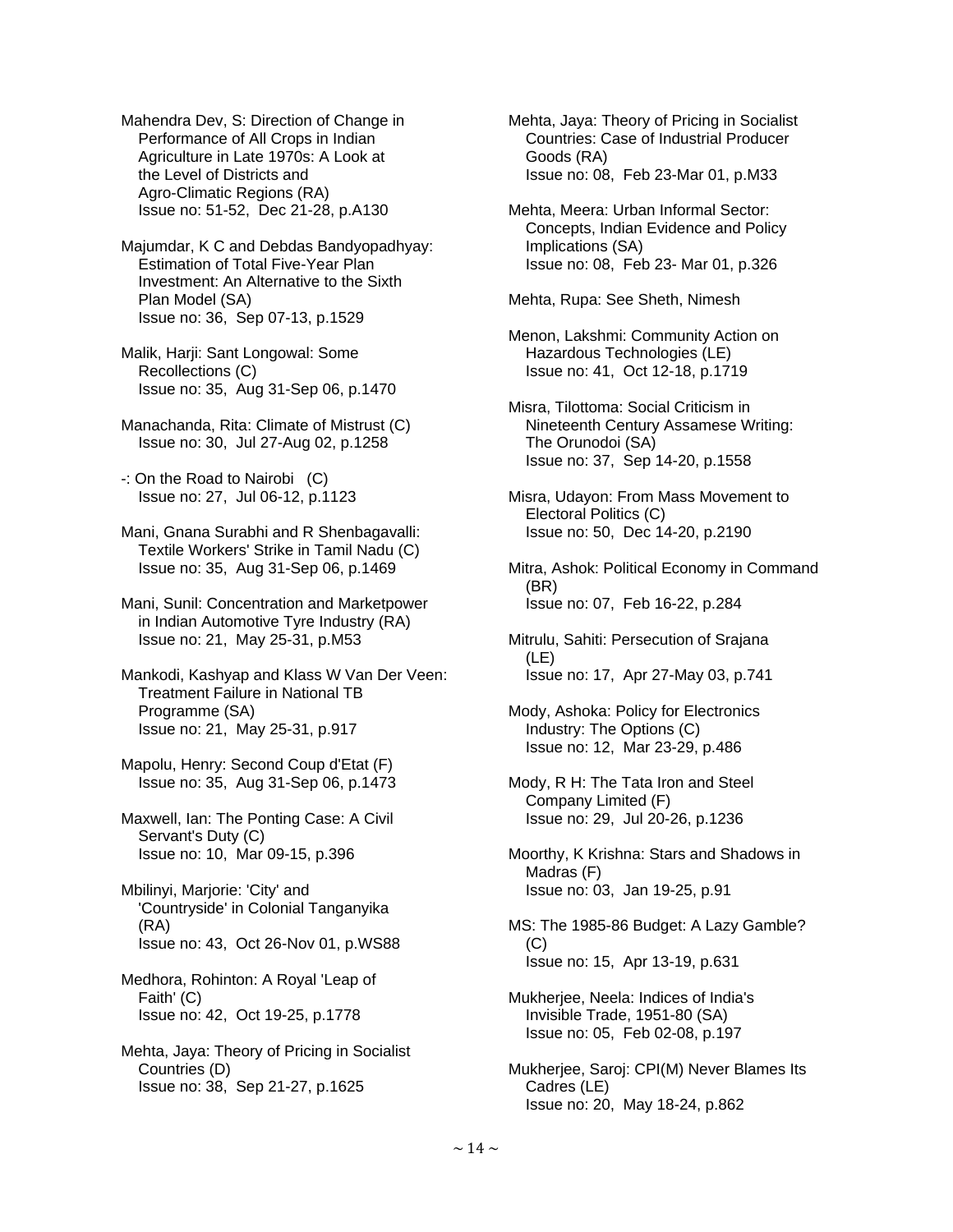Mahendra Dev, S: Direction of Change in Performance of All Crops in Indian Agriculture in Late 1970s: A Look at the Level of Districts and Agro-Climatic Regions (RA)
Issue no: 51-52, Dec 21-28, p.A130

Majumdar, K C and Debdas Bandyopadhyay: Estimation of Total Five-Year Plan Investment: An Alternative to the Sixth Plan Model (SA)
Issue no: 36, Sep 07-13, p.1529

Malik, Harji: Sant Longowal: Some Recollections (C)
Issue no: 35, Aug 31-Sep 06, p.1470

Manachanda, Rita: Climate of Mistrust (C)
Issue no: 30, Jul 27-Aug 02, p.1258

-: On the Road to Nairobi (C)
Issue no: 27, Jul 06-12, p.1123

Mani, Gnana Surabhi and R Shenbagavalli: Textile Workers' Strike in Tamil Nadu (C)
Issue no: 35, Aug 31-Sep 06, p.1469

Mani, Sunil: Concentration and Marketpower in Indian Automotive Tyre Industry (RA)
Issue no: 21, May 25-31, p.M53

Mankodi, Kashyap and Klass W Van Der Veen: Treatment Failure in National TB Programme (SA)
Issue no: 21, May 25-31, p.917

Mapolu, Henry: Second Coup d'Etat (F)
Issue no: 35, Aug 31-Sep 06, p.1473

Maxwell, Ian: The Ponting Case: A Civil Servant's Duty (C)
Issue no: 10, Mar 09-15, p.396

Mbilinyi, Marjorie: 'City' and 'Countryside' in Colonial Tanganyika (RA)
Issue no: 43, Oct 26-Nov 01, p.WS88

Medhora, Rohinton: A Royal 'Leap of Faith' (C)
Issue no: 42, Oct 19-25, p.1778

Mehta, Jaya: Theory of Pricing in Socialist Countries (D)
Issue no: 38, Sep 21-27, p.1625

Mehta, Jaya: Theory of Pricing in Socialist Countries: Case of Industrial Producer Goods (RA)
Issue no: 08, Feb 23-Mar 01, p.M33

Mehta, Meera: Urban Informal Sector: Concepts, Indian Evidence and Policy Implications (SA)
Issue no: 08, Feb 23- Mar 01, p.326

Mehta, Rupa: See Sheth, Nimesh

Menon, Lakshmi: Community Action on Hazardous Technologies (LE)
Issue no: 41, Oct 12-18, p.1719

Misra, Tilottoma: Social Criticism in Nineteenth Century Assamese Writing: The Orunodoi (SA)
Issue no: 37, Sep 14-20, p.1558

Misra, Udayon: From Mass Movement to Electoral Politics (C)
Issue no: 50, Dec 14-20, p.2190

Mitra, Ashok: Political Economy in Command (BR)
Issue no: 07, Feb 16-22, p.284

Mitrulu, Sahiti: Persecution of Srajana (LE)
Issue no: 17, Apr 27-May 03, p.741

Mody, Ashoka: Policy for Electronics Industry: The Options (C)
Issue no: 12, Mar 23-29, p.486

Mody, R H: The Tata Iron and Steel Company Limited (F)
Issue no: 29, Jul 20-26, p.1236

Moorthy, K Krishna: Stars and Shadows in Madras (F)
Issue no: 03, Jan 19-25, p.91

MS: The 1985-86 Budget: A Lazy Gamble? (C)
Issue no: 15, Apr 13-19, p.631

Mukherjee, Neela: Indices of India's Invisible Trade, 1951-80 (SA)
Issue no: 05, Feb 02-08, p.197

Mukherjee, Saroj: CPI(M) Never Blames Its Cadres (LE)
Issue no: 20, May 18-24, p.862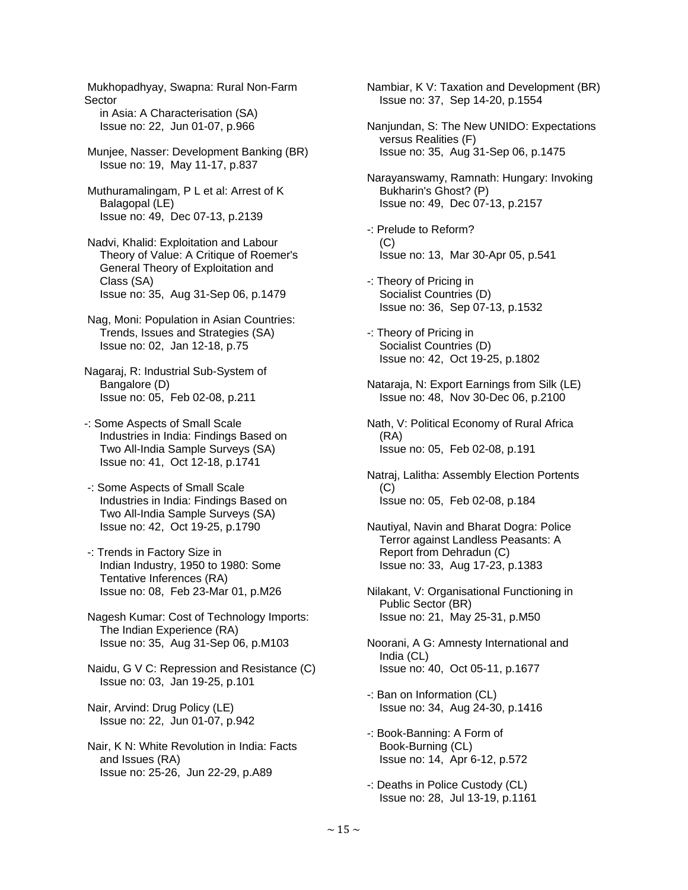Mukhopadhyay, Swapna: Rural Non-Farm Sector
in Asia: A Characterisation (SA)
Issue no: 22, Jun 01-07, p.966

Munjee, Nasser: Development Banking (BR)
Issue no: 19, May 11-17, p.837

Muthuramalingam, P L et al: Arrest of K Balagopal (LE)
Issue no: 49, Dec 07-13, p.2139

Nadvi, Khalid: Exploitation and Labour Theory of Value: A Critique of Roemer's General Theory of Exploitation and Class (SA)
Issue no: 35, Aug 31-Sep 06, p.1479

Nag, Moni: Population in Asian Countries: Trends, Issues and Strategies (SA)
Issue no: 02, Jan 12-18, p.75

Nagaraj, R: Industrial Sub-System of Bangalore (D)
Issue no: 05, Feb 02-08, p.211

-: Some Aspects of Small Scale Industries in India: Findings Based on Two All-India Sample Surveys (SA)
Issue no: 41, Oct 12-18, p.1741

-: Some Aspects of Small Scale Industries in India: Findings Based on Two All-India Sample Surveys (SA)
Issue no: 42, Oct 19-25, p.1790

-: Trends in Factory Size in Indian Industry, 1950 to 1980: Some Tentative Inferences (RA)
Issue no: 08, Feb 23-Mar 01, p.M26

Nagesh Kumar: Cost of Technology Imports: The Indian Experience (RA)
Issue no: 35, Aug 31-Sep 06, p.M103

Naidu, G V C: Repression and Resistance (C)
Issue no: 03, Jan 19-25, p.101

Nair, Arvind: Drug Policy (LE)
Issue no: 22, Jun 01-07, p.942

Nair, K N: White Revolution in India: Facts and Issues (RA)
Issue no: 25-26, Jun 22-29, p.A89

Nambiar, K V: Taxation and Development (BR)
Issue no: 37, Sep 14-20, p.1554

Nanjundan, S: The New UNIDO: Expectations versus Realities (F)
Issue no: 35, Aug 31-Sep 06, p.1475

Narayanswamy, Ramnath: Hungary: Invoking Bukharin's Ghost? (P)
Issue no: 49, Dec 07-13, p.2157

-: Prelude to Reform?
(C)
Issue no: 13, Mar 30-Apr 05, p.541

-: Theory of Pricing in Socialist Countries (D)
Issue no: 36, Sep 07-13, p.1532

-: Theory of Pricing in Socialist Countries (D)
Issue no: 42, Oct 19-25, p.1802

Nataraja, N: Export Earnings from Silk (LE)
Issue no: 48, Nov 30-Dec 06, p.2100

Nath, V: Political Economy of Rural Africa (RA)
Issue no: 05, Feb 02-08, p.191

Natraj, Lalitha: Assembly Election Portents (C)
Issue no: 05, Feb 02-08, p.184

Nautiyal, Navin and Bharat Dogra: Police Terror against Landless Peasants: A Report from Dehradun (C)
Issue no: 33, Aug 17-23, p.1383

Nilakant, V: Organisational Functioning in Public Sector (BR)
Issue no: 21, May 25-31, p.M50

Noorani, A G: Amnesty International and India (CL)
Issue no: 40, Oct 05-11, p.1677

-: Ban on Information (CL)
Issue no: 34, Aug 24-30, p.1416

-: Book-Banning: A Form of Book-Burning (CL)
Issue no: 14, Apr 6-12, p.572

-: Deaths in Police Custody (CL)
Issue no: 28, Jul 13-19, p.1161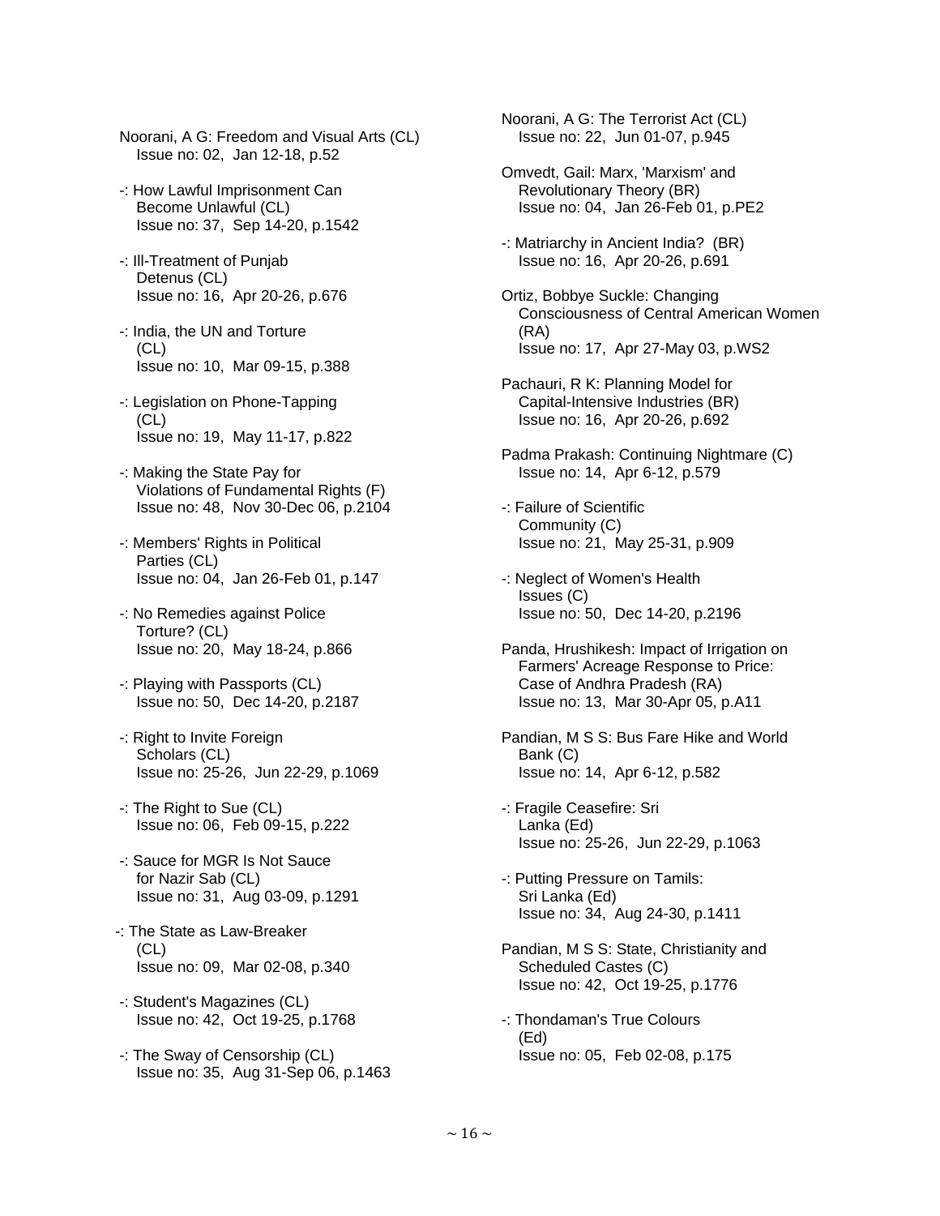Noorani, A G: Freedom and Visual Arts (CL)
Issue no: 02, Jan 12-18, p.52

-: How Lawful Imprisonment Can Become Unlawful (CL)
Issue no: 37, Sep 14-20, p.1542

-: Ill-Treatment of Punjab Detenus (CL)
Issue no: 16, Apr 20-26, p.676

-: India, the UN and Torture (CL)
Issue no: 10, Mar 09-15, p.388

-: Legislation on Phone-Tapping (CL)
Issue no: 19, May 11-17, p.822

-: Making the State Pay for Violations of Fundamental Rights (F)
Issue no: 48, Nov 30-Dec 06, p.2104

-: Members' Rights in Political Parties (CL)
Issue no: 04, Jan 26-Feb 01, p.147

-: No Remedies against Police Torture? (CL)
Issue no: 20, May 18-24, p.866

-: Playing with Passports (CL)
Issue no: 50, Dec 14-20, p.2187

-: Right to Invite Foreign Scholars (CL)
Issue no: 25-26, Jun 22-29, p.1069

-: The Right to Sue (CL)
Issue no: 06, Feb 09-15, p.222

-: Sauce for MGR Is Not Sauce for Nazir Sab (CL)
Issue no: 31, Aug 03-09, p.1291

-: The State as Law-Breaker (CL)
Issue no: 09, Mar 02-08, p.340

-: Student's Magazines (CL)
Issue no: 42, Oct 19-25, p.1768

-: The Sway of Censorship (CL)
Issue no: 35, Aug 31-Sep 06, p.1463

Noorani, A G: The Terrorist Act (CL)
Issue no: 22, Jun 01-07, p.945

Omvedt, Gail: Marx, 'Marxism' and Revolutionary Theory (BR)
Issue no: 04, Jan 26-Feb 01, p.PE2

-: Matriarchy in Ancient India? (BR)
Issue no: 16, Apr 20-26, p.691

Ortiz, Bobbye Suckle: Changing Consciousness of Central American Women (RA)
Issue no: 17, Apr 27-May 03, p.WS2

Pachauri, R K: Planning Model for Capital-Intensive Industries (BR)
Issue no: 16, Apr 20-26, p.692

Padma Prakash: Continuing Nightmare (C)
Issue no: 14, Apr 6-12, p.579

-: Failure of Scientific Community (C)
Issue no: 21, May 25-31, p.909

-: Neglect of Women's Health Issues (C)
Issue no: 50, Dec 14-20, p.2196

Panda, Hrushikesh: Impact of Irrigation on Farmers' Acreage Response to Price: Case of Andhra Pradesh (RA)
Issue no: 13, Mar 30-Apr 05, p.A11

Pandian, M S S: Bus Fare Hike and World Bank (C)
Issue no: 14, Apr 6-12, p.582

-: Fragile Ceasefire: Sri Lanka (Ed)
Issue no: 25-26, Jun 22-29, p.1063

-: Putting Pressure on Tamils: Sri Lanka (Ed)
Issue no: 34, Aug 24-30, p.1411

Pandian, M S S: State, Christianity and Scheduled Castes (C)
Issue no: 42, Oct 19-25, p.1776

-: Thondaman's True Colours (Ed)
Issue no: 05, Feb 02-08, p.175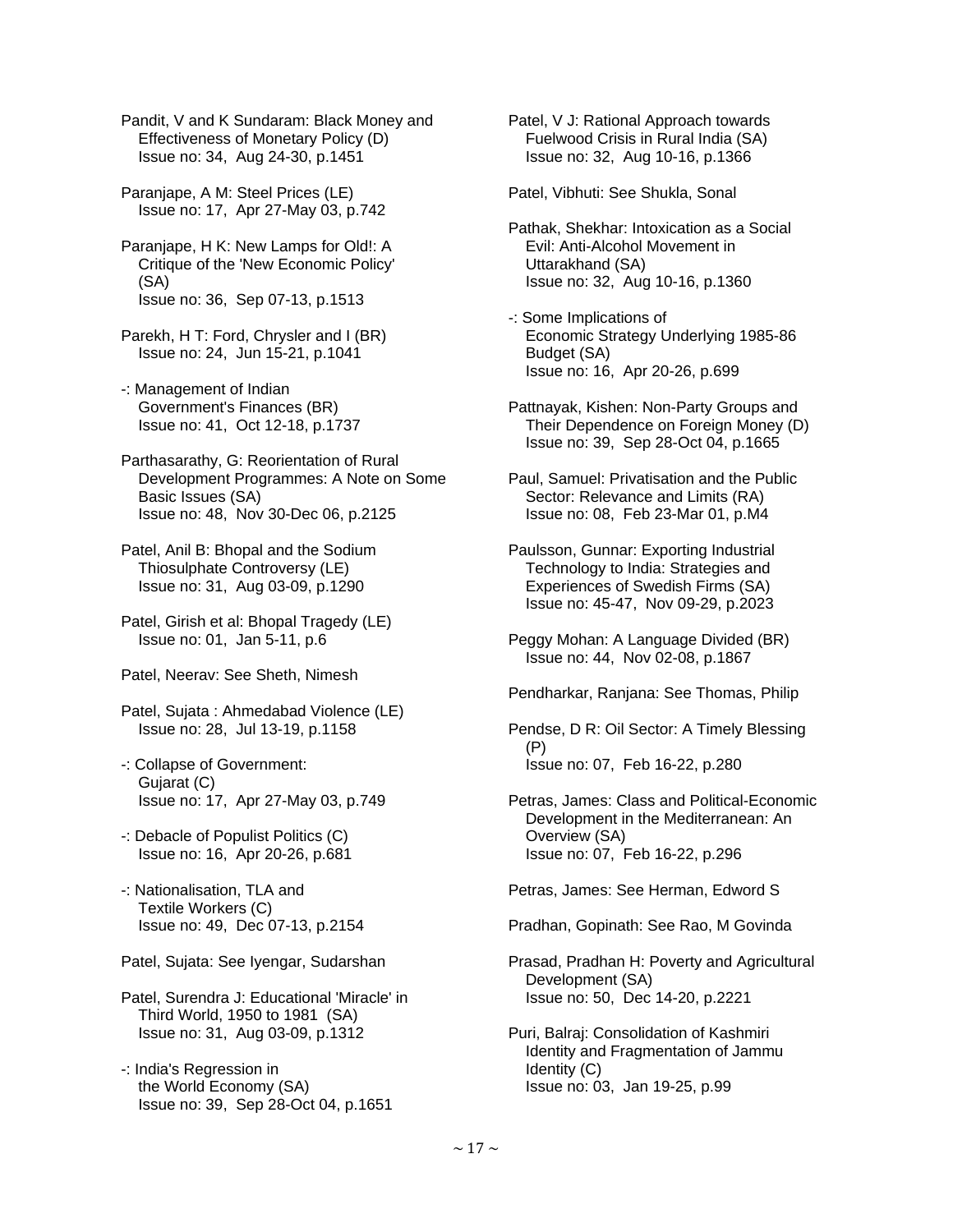Pandit, V and K Sundaram: Black Money and Effectiveness of Monetary Policy (D)
Issue no: 34, Aug 24-30, p.1451

Paranjape, A M: Steel Prices (LE)
Issue no: 17, Apr 27-May 03, p.742

Paranjape, H K: New Lamps for Old!: A Critique of the 'New Economic Policy' (SA)
Issue no: 36, Sep 07-13, p.1513

Parekh, H T: Ford, Chrysler and I (BR)
Issue no: 24, Jun 15-21, p.1041

-: Management of Indian Government's Finances (BR)
Issue no: 41, Oct 12-18, p.1737

Parthasarathy, G: Reorientation of Rural Development Programmes: A Note on Some Basic Issues (SA)
Issue no: 48, Nov 30-Dec 06, p.2125

Patel, Anil B: Bhopal and the Sodium Thiosulphate Controversy (LE)
Issue no: 31, Aug 03-09, p.1290

Patel, Girish et al: Bhopal Tragedy (LE)
Issue no: 01, Jan 5-11, p.6

Patel, Neerav: See Sheth, Nimesh

Patel, Sujata : Ahmedabad Violence (LE)
Issue no: 28, Jul 13-19, p.1158

-: Collapse of Government: Gujarat (C)
Issue no: 17, Apr 27-May 03, p.749

-: Debacle of Populist Politics (C)
Issue no: 16, Apr 20-26, p.681

-: Nationalisation, TLA and Textile Workers (C)
Issue no: 49, Dec 07-13, p.2154

Patel, Sujata: See Iyengar, Sudarshan

Patel, Surendra J: Educational 'Miracle' in Third World, 1950 to 1981 (SA)
Issue no: 31, Aug 03-09, p.1312

-: India's Regression in the World Economy (SA)
Issue no: 39, Sep 28-Oct 04, p.1651

Patel, V J: Rational Approach towards Fuelwood Crisis in Rural India (SA)
Issue no: 32, Aug 10-16, p.1366

Patel, Vibhuti: See Shukla, Sonal

Pathak, Shekhar: Intoxication as a Social Evil: Anti-Alcohol Movement in Uttarakhand (SA)
Issue no: 32, Aug 10-16, p.1360

-: Some Implications of Economic Strategy Underlying 1985-86 Budget (SA)
Issue no: 16, Apr 20-26, p.699

Pattnayak, Kishen: Non-Party Groups and Their Dependence on Foreign Money (D)
Issue no: 39, Sep 28-Oct 04, p.1665

Paul, Samuel: Privatisation and the Public Sector: Relevance and Limits (RA)
Issue no: 08, Feb 23-Mar 01, p.M4

Paulsson, Gunnar: Exporting Industrial Technology to India: Strategies and Experiences of Swedish Firms (SA)
Issue no: 45-47, Nov 09-29, p.2023

Peggy Mohan: A Language Divided (BR)
Issue no: 44, Nov 02-08, p.1867

Pendharkar, Ranjana: See Thomas, Philip

Pendse, D R: Oil Sector: A Timely Blessing (P)
Issue no: 07, Feb 16-22, p.280

Petras, James: Class and Political-Economic Development in the Mediterranean: An Overview (SA)
Issue no: 07, Feb 16-22, p.296

Petras, James: See Herman, Edword S

Pradhan, Gopinath: See Rao, M Govinda

Prasad, Pradhan H: Poverty and Agricultural Development (SA)
Issue no: 50, Dec 14-20, p.2221

Puri, Balraj: Consolidation of Kashmiri Identity and Fragmentation of Jammu Identity (C)
Issue no: 03, Jan 19-25, p.99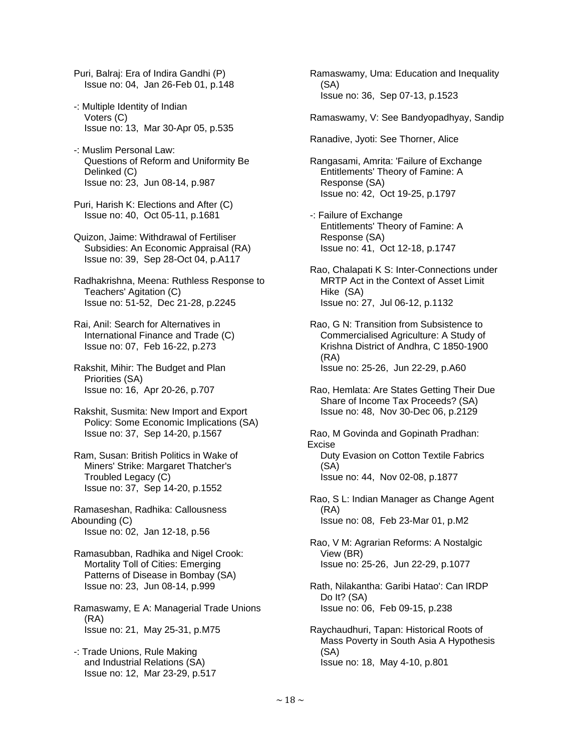Puri, Balraj: Era of Indira Gandhi (P)
Issue no: 04, Jan 26-Feb 01, p.148

-: Multiple Identity of Indian Voters (C)
Issue no: 13, Mar 30-Apr 05, p.535

-: Muslim Personal Law: Questions of Reform and Uniformity Be Delinked (C)
Issue no: 23, Jun 08-14, p.987

Puri, Harish K: Elections and After (C)
Issue no: 40, Oct 05-11, p.1681

Quizon, Jaime: Withdrawal of Fertiliser Subsidies: An Economic Appraisal (RA)
Issue no: 39, Sep 28-Oct 04, p.A117

Radhakrishna, Meena: Ruthless Response to Teachers' Agitation (C)
Issue no: 51-52, Dec 21-28, p.2245

Rai, Anil: Search for Alternatives in International Finance and Trade (C)
Issue no: 07, Feb 16-22, p.273

Rakshit, Mihir: The Budget and Plan Priorities (SA)
Issue no: 16, Apr 20-26, p.707

Rakshit, Susmita: New Import and Export Policy: Some Economic Implications (SA)
Issue no: 37, Sep 14-20, p.1567

Ram, Susan: British Politics in Wake of Miners' Strike: Margaret Thatcher's Troubled Legacy (C)
Issue no: 37, Sep 14-20, p.1552

Ramaseshan, Radhika: Callousness Abounding (C)
Issue no: 02, Jan 12-18, p.56

Ramasubban, Radhika and Nigel Crook: Mortality Toll of Cities: Emerging Patterns of Disease in Bombay (SA)
Issue no: 23, Jun 08-14, p.999

Ramaswamy, E A: Managerial Trade Unions (RA)
Issue no: 21, May 25-31, p.M75

-: Trade Unions, Rule Making and Industrial Relations (SA)
Issue no: 12, Mar 23-29, p.517

Ramaswamy, Uma: Education and Inequality (SA)
Issue no: 36, Sep 07-13, p.1523

Ramaswamy, V: See Bandyopadhyay, Sandip

Ranadive, Jyoti: See Thorner, Alice

Rangasami, Amrita: 'Failure of Exchange Entitlements' Theory of Famine: A Response (SA)
Issue no: 42, Oct 19-25, p.1797

-: Failure of Exchange Entitlements' Theory of Famine: A Response (SA)
Issue no: 41, Oct 12-18, p.1747

Rao, Chalapati K S: Inter-Connections under MRTP Act in the Context of Asset Limit Hike (SA)
Issue no: 27, Jul 06-12, p.1132

Rao, G N: Transition from Subsistence to Commercialised Agriculture: A Study of Krishna District of Andhra, C 1850-1900 (RA)
Issue no: 25-26, Jun 22-29, p.A60

Rao, Hemlata: Are States Getting Their Due Share of Income Tax Proceeds? (SA)
Issue no: 48, Nov 30-Dec 06, p.2129

Rao, M Govinda and Gopinath Pradhan: Excise Duty Evasion on Cotton Textile Fabrics (SA)
Issue no: 44, Nov 02-08, p.1877

Rao, S L: Indian Manager as Change Agent (RA)
Issue no: 08, Feb 23-Mar 01, p.M2

Rao, V M: Agrarian Reforms: A Nostalgic View (BR)
Issue no: 25-26, Jun 22-29, p.1077

Rath, Nilakantha: Garibi Hatao': Can IRDP Do It? (SA)
Issue no: 06, Feb 09-15, p.238

Raychaudhuri, Tapan: Historical Roots of Mass Poverty in South Asia A Hypothesis (SA)
Issue no: 18, May 4-10, p.801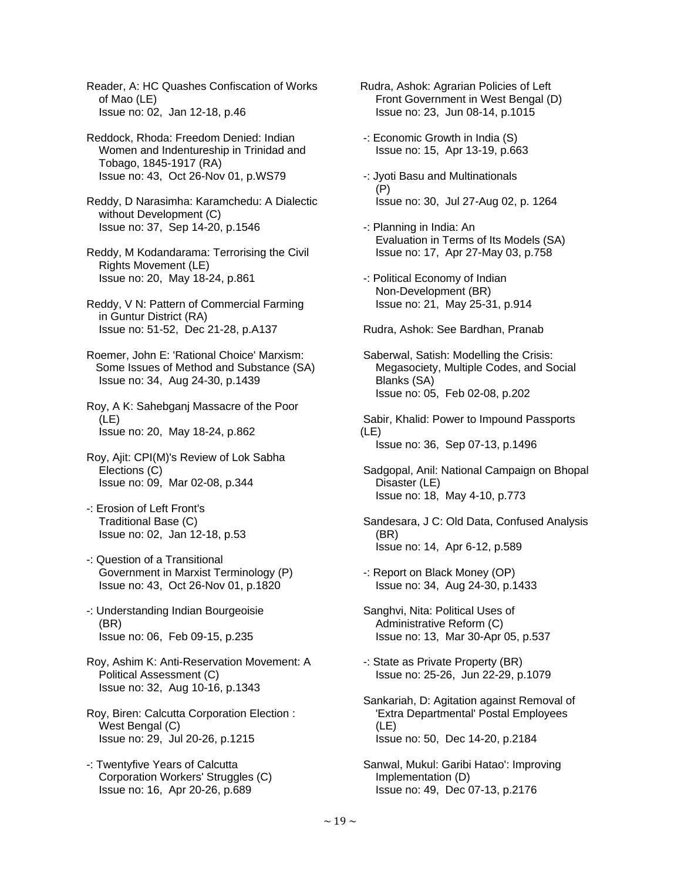Reader, A: HC Quashes Confiscation of Works of Mao (LE)
Issue no: 02, Jan 12-18, p.46

Reddock, Rhoda: Freedom Denied: Indian Women and Indentureship in Trinidad and Tobago, 1845-1917 (RA)
Issue no: 43, Oct 26-Nov 01, p.WS79

Reddy, D Narasimha: Karamchedu: A Dialectic without Development (C)
Issue no: 37, Sep 14-20, p.1546

Reddy, M Kodandarama: Terrorising the Civil Rights Movement (LE)
Issue no: 20, May 18-24, p.861

Reddy, V N: Pattern of Commercial Farming in Guntur District (RA)
Issue no: 51-52, Dec 21-28, p.A137

Roemer, John E: 'Rational Choice' Marxism: Some Issues of Method and Substance (SA)
Issue no: 34, Aug 24-30, p.1439

Roy, A K: Sahebganj Massacre of the Poor (LE)
Issue no: 20, May 18-24, p.862

Roy, Ajit: CPI(M)'s Review of Lok Sabha Elections (C)
Issue no: 09, Mar 02-08, p.344

-: Erosion of Left Front's Traditional Base (C)
Issue no: 02, Jan 12-18, p.53

-: Question of a Transitional Government in Marxist Terminology (P)
Issue no: 43, Oct 26-Nov 01, p.1820

-: Understanding Indian Bourgeoisie (BR)
Issue no: 06, Feb 09-15, p.235

Roy, Ashim K: Anti-Reservation Movement: A Political Assessment (C)
Issue no: 32, Aug 10-16, p.1343

Roy, Biren: Calcutta Corporation Election : West Bengal (C)
Issue no: 29, Jul 20-26, p.1215

-: Twentyfive Years of Calcutta Corporation Workers' Struggles (C)
Issue no: 16, Apr 20-26, p.689

Rudra, Ashok: Agrarian Policies of Left Front Government in West Bengal (D)
Issue no: 23, Jun 08-14, p.1015

-: Economic Growth in India (S)
Issue no: 15, Apr 13-19, p.663

-: Jyoti Basu and Multinationals (P)
Issue no: 30, Jul 27-Aug 02, p. 1264

-: Planning in India: An Evaluation in Terms of Its Models (SA)
Issue no: 17, Apr 27-May 03, p.758

-: Political Economy of Indian Non-Development (BR)
Issue no: 21, May 25-31, p.914

Rudra, Ashok: See Bardhan, Pranab

Saberwal, Satish: Modelling the Crisis: Megasociety, Multiple Codes, and Social Blanks (SA)
Issue no: 05, Feb 02-08, p.202

Sabir, Khalid: Power to Impound Passports (LE)
Issue no: 36, Sep 07-13, p.1496

Sadgopal, Anil: National Campaign on Bhopal Disaster (LE)
Issue no: 18, May 4-10, p.773

Sandesara, J C: Old Data, Confused Analysis (BR)
Issue no: 14, Apr 6-12, p.589

-: Report on Black Money (OP)
Issue no: 34, Aug 24-30, p.1433

Sanghvi, Nita: Political Uses of Administrative Reform (C)
Issue no: 13, Mar 30-Apr 05, p.537

-: State as Private Property (BR)
Issue no: 25-26, Jun 22-29, p.1079

Sankariah, D: Agitation against Removal of 'Extra Departmental' Postal Employees (LE)
Issue no: 50, Dec 14-20, p.2184

Sanwal, Mukul: Garibi Hatao': Improving Implementation (D)
Issue no: 49, Dec 07-13, p.2176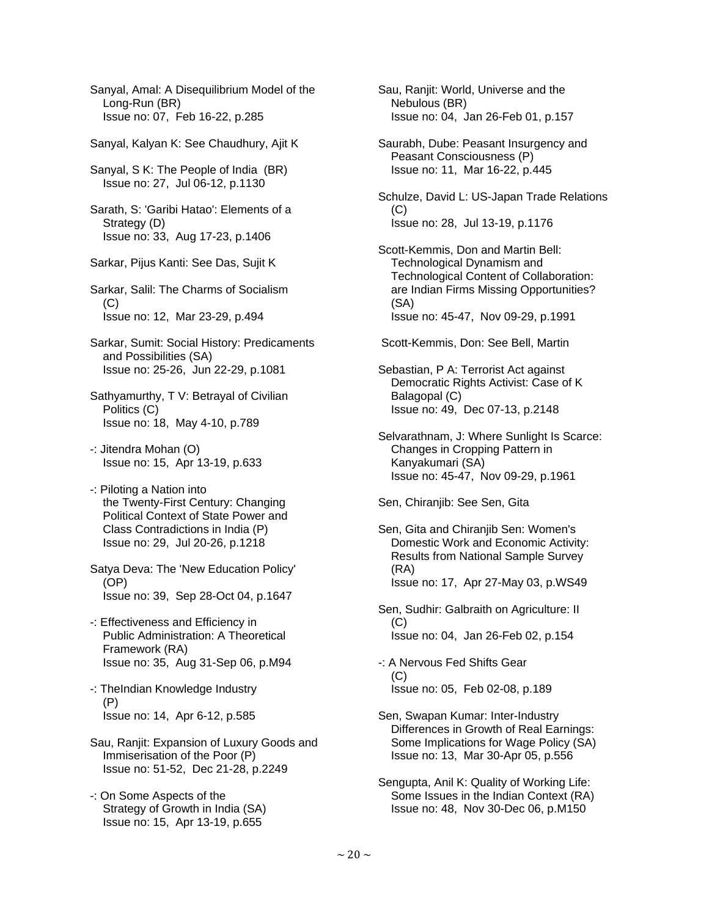Sanyal, Amal: A Disequilibrium Model of the Long-Run (BR)
Issue no: 07, Feb 16-22, p.285

Sanyal, Kalyan K: See Chaudhury, Ajit K

Sanyal, S K: The People of India (BR)
Issue no: 27, Jul 06-12, p.1130

Sarath, S: 'Garibi Hatao': Elements of a Strategy (D)
Issue no: 33, Aug 17-23, p.1406

Sarkar, Pijus Kanti: See Das, Sujit K

Sarkar, Salil: The Charms of Socialism (C)
Issue no: 12, Mar 23-29, p.494

Sarkar, Sumit: Social History: Predicaments and Possibilities (SA)
Issue no: 25-26, Jun 22-29, p.1081

Sathyamurthy, T V: Betrayal of Civilian Politics (C)
Issue no: 18, May 4-10, p.789

-: Jitendra Mohan (O)
Issue no: 15, Apr 13-19, p.633

-: Piloting a Nation into the Twenty-First Century: Changing Political Context of State Power and Class Contradictions in India (P)
Issue no: 29, Jul 20-26, p.1218

Satya Deva: The 'New Education Policy' (OP)
Issue no: 39, Sep 28-Oct 04, p.1647

-: Effectiveness and Efficiency in Public Administration: A Theoretical Framework (RA)
Issue no: 35, Aug 31-Sep 06, p.M94

-: TheIndian Knowledge Industry (P)
Issue no: 14, Apr 6-12, p.585

Sau, Ranjit: Expansion of Luxury Goods and Immiserisation of the Poor (P)
Issue no: 51-52, Dec 21-28, p.2249

-: On Some Aspects of the Strategy of Growth in India (SA)
Issue no: 15, Apr 13-19, p.655

Sau, Ranjit: World, Universe and the Nebulous (BR)
Issue no: 04, Jan 26-Feb 01, p.157

Saurabh, Dube: Peasant Insurgency and Peasant Consciousness (P)
Issue no: 11, Mar 16-22, p.445

Schulze, David L: US-Japan Trade Relations (C)
Issue no: 28, Jul 13-19, p.1176

Scott-Kemmis, Don and Martin Bell: Technological Dynamism and Technological Content of Collaboration: are Indian Firms Missing Opportunities? (SA)
Issue no: 45-47, Nov 09-29, p.1991

Scott-Kemmis, Don: See Bell, Martin

Sebastian, P A: Terrorist Act against Democratic Rights Activist: Case of K Balagopal (C)
Issue no: 49, Dec 07-13, p.2148

Selvarathnam, J: Where Sunlight Is Scarce: Changes in Cropping Pattern in Kanyakumari (SA)
Issue no: 45-47, Nov 09-29, p.1961

Sen, Chiranjib: See Sen, Gita

Sen, Gita and Chiranjib Sen: Women's Domestic Work and Economic Activity: Results from National Sample Survey (RA)
Issue no: 17, Apr 27-May 03, p.WS49

Sen, Sudhir: Galbraith on Agriculture: II (C)
Issue no: 04, Jan 26-Feb 02, p.154

-: A Nervous Fed Shifts Gear (C)
Issue no: 05, Feb 02-08, p.189

Sen, Swapan Kumar: Inter-Industry Differences in Growth of Real Earnings: Some Implications for Wage Policy (SA)
Issue no: 13, Mar 30-Apr 05, p.556

Sengupta, Anil K: Quality of Working Life: Some Issues in the Indian Context (RA)
Issue no: 48, Nov 30-Dec 06, p.M150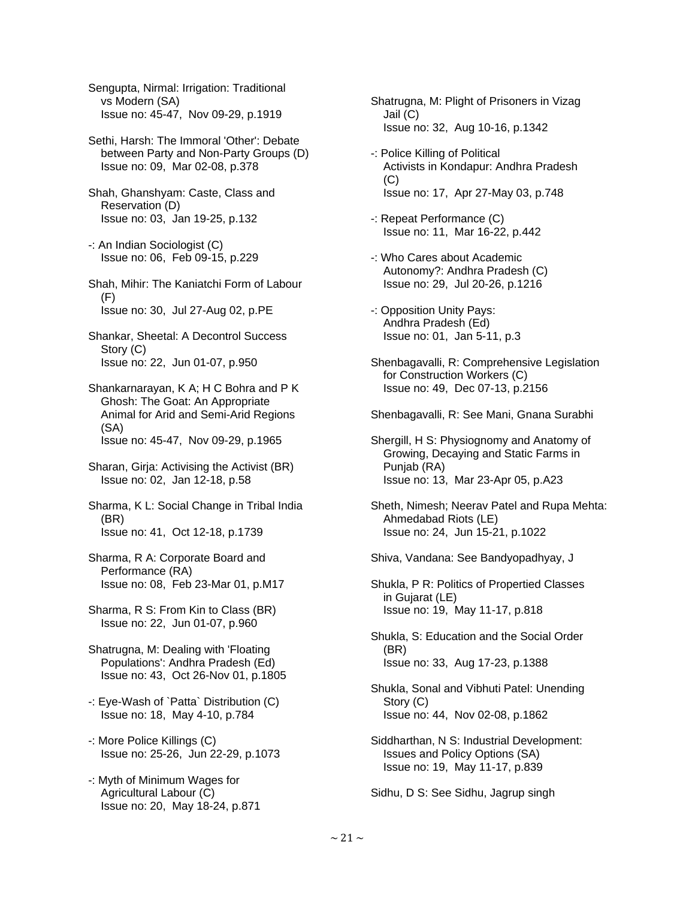Sengupta, Nirmal: Irrigation: Traditional vs Modern (SA)
Issue no: 45-47, Nov 09-29, p.1919

Sethi, Harsh: The Immoral 'Other': Debate between Party and Non-Party Groups (D)
Issue no: 09, Mar 02-08, p.378

Shah, Ghanshyam: Caste, Class and Reservation (D)
Issue no: 03, Jan 19-25, p.132

-: An Indian Sociologist (C)
Issue no: 06, Feb 09-15, p.229

Shah, Mihir: The Kaniatchi Form of Labour (F)
Issue no: 30, Jul 27-Aug 02, p.PE

Shankar, Sheetal: A Decontrol Success Story (C)
Issue no: 22, Jun 01-07, p.950

Shankarnarayan, K A; H C Bohra and P K Ghosh: The Goat: An Appropriate Animal for Arid and Semi-Arid Regions (SA)
Issue no: 45-47, Nov 09-29, p.1965

Sharan, Girja: Activising the Activist (BR)
Issue no: 02, Jan 12-18, p.58

Sharma, K L: Social Change in Tribal India (BR)
Issue no: 41, Oct 12-18, p.1739

Sharma, R A: Corporate Board and Performance (RA)
Issue no: 08, Feb 23-Mar 01, p.M17

Sharma, R S: From Kin to Class (BR)
Issue no: 22, Jun 01-07, p.960

Shatrugna, M: Dealing with 'Floating Populations': Andhra Pradesh (Ed)
Issue no: 43, Oct 26-Nov 01, p.1805

-: Eye-Wash of `Patta` Distribution (C)
Issue no: 18, May 4-10, p.784

-: More Police Killings (C)
Issue no: 25-26, Jun 22-29, p.1073

-: Myth of Minimum Wages for Agricultural Labour (C)
Issue no: 20, May 18-24, p.871

Shatrugna, M: Plight of Prisoners in Vizag Jail (C)
Issue no: 32, Aug 10-16, p.1342

-: Police Killing of Political Activists in Kondapur: Andhra Pradesh (C)
Issue no: 17, Apr 27-May 03, p.748

-: Repeat Performance (C)
Issue no: 11, Mar 16-22, p.442

-: Who Cares about Academic Autonomy?: Andhra Pradesh (C)
Issue no: 29, Jul 20-26, p.1216

-: Opposition Unity Pays: Andhra Pradesh (Ed)
Issue no: 01, Jan 5-11, p.3

Shenbagavalli, R: Comprehensive Legislation for Construction Workers (C)
Issue no: 49, Dec 07-13, p.2156

Shenbagavalli, R: See Mani, Gnana Surabhi

Shergill, H S: Physiognomy and Anatomy of Growing, Decaying and Static Farms in Punjab (RA)
Issue no: 13, Mar 23-Apr 05, p.A23

Sheth, Nimesh; Neerav Patel and Rupa Mehta: Ahmedabad Riots (LE)
Issue no: 24, Jun 15-21, p.1022

Shiva, Vandana: See Bandyopadhyay, J

Shukla, P R: Politics of Propertied Classes in Gujarat (LE)
Issue no: 19, May 11-17, p.818

Shukla, S: Education and the Social Order (BR)
Issue no: 33, Aug 17-23, p.1388

Shukla, Sonal and Vibhuti Patel: Unending Story (C)
Issue no: 44, Nov 02-08, p.1862

Siddharthan, N S: Industrial Development: Issues and Policy Options (SA)
Issue no: 19, May 11-17, p.839

Sidhu, D S: See Sidhu, Jagrup singh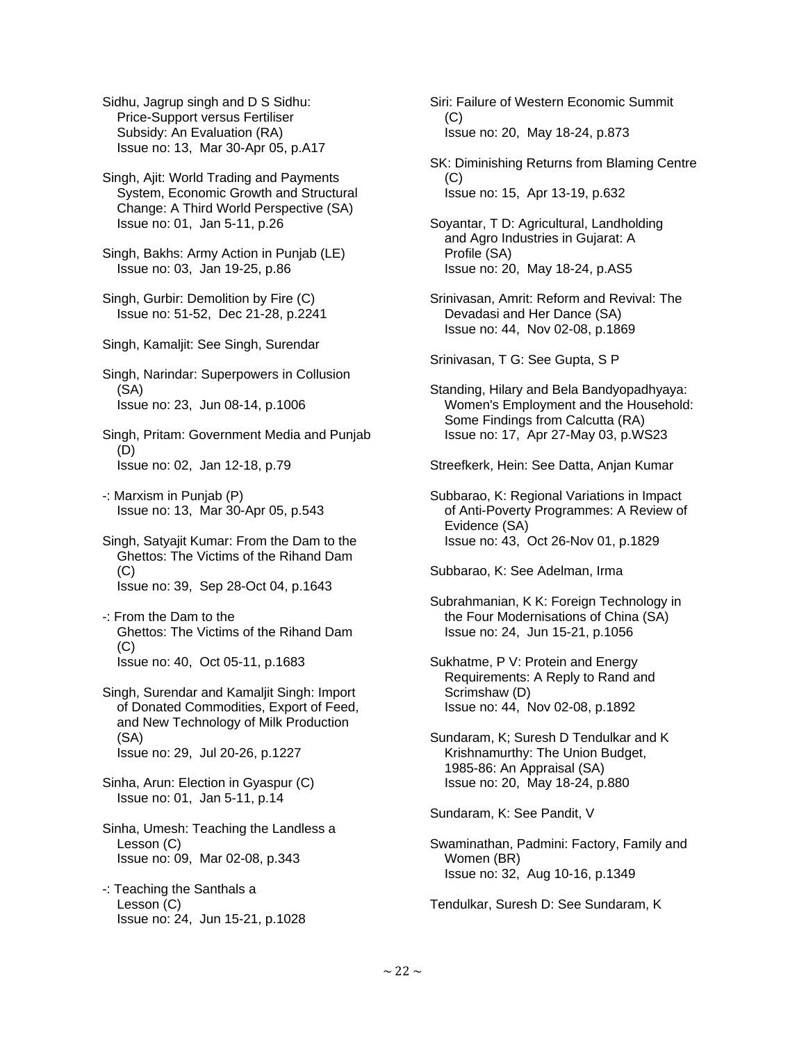Sidhu, Jagrup singh and D S Sidhu: Price-Support versus Fertiliser Subsidy: An Evaluation (RA)
Issue no: 13, Mar 30-Apr 05, p.A17

Singh, Ajit: World Trading and Payments System, Economic Growth and Structural Change: A Third World Perspective (SA)
Issue no: 01, Jan 5-11, p.26

Singh, Bakhs: Army Action in Punjab (LE)
Issue no: 03, Jan 19-25, p.86

Singh, Gurbir: Demolition by Fire (C)
Issue no: 51-52, Dec 21-28, p.2241

Singh, Kamaljit: See Singh, Surendar

Singh, Narindar: Superpowers in Collusion (SA)
Issue no: 23, Jun 08-14, p.1006

Singh, Pritam: Government Media and Punjab (D)
Issue no: 02, Jan 12-18, p.79

-: Marxism in Punjab (P)
Issue no: 13, Mar 30-Apr 05, p.543

Singh, Satyajit Kumar: From the Dam to the Ghettos: The Victims of the Rihand Dam (C)
Issue no: 39, Sep 28-Oct 04, p.1643

-: From the Dam to the Ghettos: The Victims of the Rihand Dam (C)
Issue no: 40, Oct 05-11, p.1683

Singh, Surendar and Kamaljit Singh: Import of Donated Commodities, Export of Feed, and New Technology of Milk Production (SA)
Issue no: 29, Jul 20-26, p.1227

Sinha, Arun: Election in Gyaspur (C)
Issue no: 01, Jan 5-11, p.14

Sinha, Umesh: Teaching the Landless a Lesson (C)
Issue no: 09, Mar 02-08, p.343

-: Teaching the Santhals a Lesson (C)
Issue no: 24, Jun 15-21, p.1028

Siri: Failure of Western Economic Summit (C)
Issue no: 20, May 18-24, p.873

SK: Diminishing Returns from Blaming Centre (C)
Issue no: 15, Apr 13-19, p.632

Soyantar, T D: Agricultural, Landholding and Agro Industries in Gujarat: A Profile (SA)
Issue no: 20, May 18-24, p.AS5

Srinivasan, Amrit: Reform and Revival: The Devadasi and Her Dance (SA)
Issue no: 44, Nov 02-08, p.1869

Srinivasan, T G: See Gupta, S P

Standing, Hilary and Bela Bandyopadhyaya: Women's Employment and the Household: Some Findings from Calcutta (RA)
Issue no: 17, Apr 27-May 03, p.WS23

Streefkerk, Hein: See Datta, Anjan Kumar

Subbarao, K: Regional Variations in Impact of Anti-Poverty Programmes: A Review of Evidence (SA)
Issue no: 43, Oct 26-Nov 01, p.1829

Subbarao, K: See Adelman, Irma

Subrahmanian, K K: Foreign Technology in the Four Modernisations of China (SA)
Issue no: 24, Jun 15-21, p.1056

Sukhatme, P V: Protein and Energy Requirements: A Reply to Rand and Scrimshaw (D)
Issue no: 44, Nov 02-08, p.1892

Sundaram, K; Suresh D Tendulkar and K Krishnamurthy: The Union Budget, 1985-86: An Appraisal (SA)
Issue no: 20, May 18-24, p.880

Sundaram, K: See Pandit, V

Swaminathan, Padmini: Factory, Family and Women (BR)
Issue no: 32, Aug 10-16, p.1349

Tendulkar, Suresh D: See Sundaram, K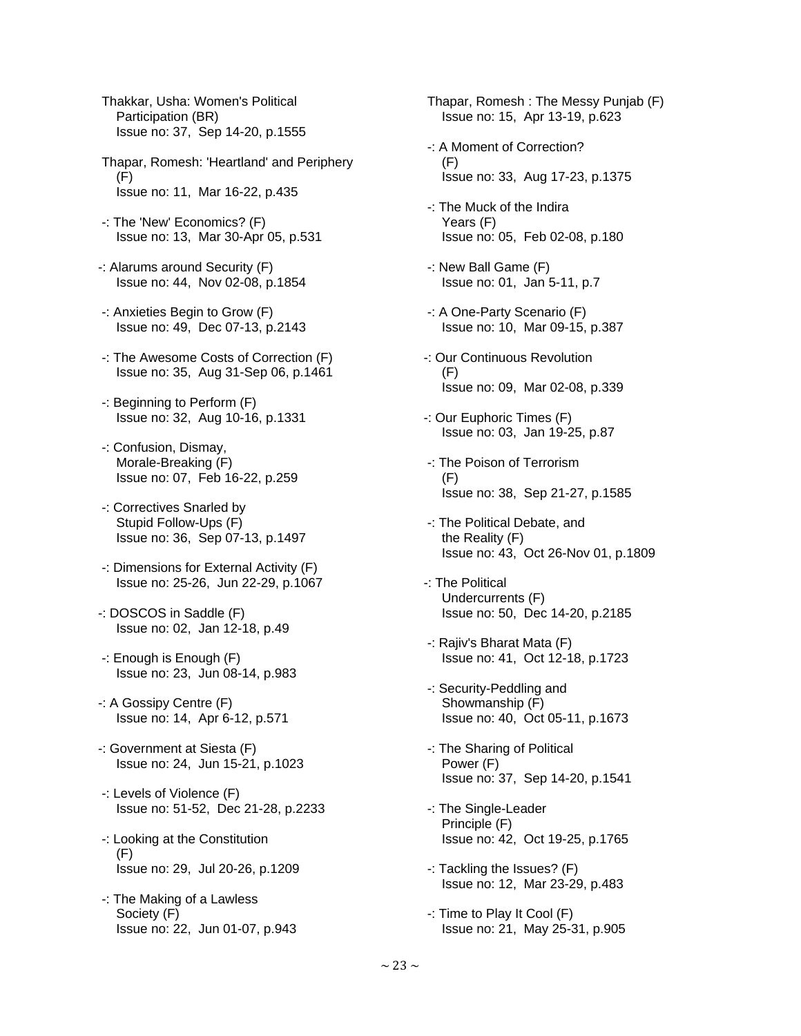Thakkar, Usha: Women's Political Participation (BR)
Issue no: 37, Sep 14-20, p.1555

Thapar, Romesh: 'Heartland' and Periphery (F)
Issue no: 11, Mar 16-22, p.435

-: The 'New' Economics? (F)
Issue no: 13, Mar 30-Apr 05, p.531

-: Alarums around Security (F)
Issue no: 44, Nov 02-08, p.1854

-: Anxieties Begin to Grow (F)
Issue no: 49, Dec 07-13, p.2143

-: The Awesome Costs of Correction (F)
Issue no: 35, Aug 31-Sep 06, p.1461

-: Beginning to Perform (F)
Issue no: 32, Aug 10-16, p.1331

-: Confusion, Dismay, Morale-Breaking (F)
Issue no: 07, Feb 16-22, p.259

-: Correctives Snarled by Stupid Follow-Ups (F)
Issue no: 36, Sep 07-13, p.1497

-: Dimensions for External Activity (F)
Issue no: 25-26, Jun 22-29, p.1067

-: DOSCOS in Saddle (F)
Issue no: 02, Jan 12-18, p.49

-: Enough is Enough (F)
Issue no: 23, Jun 08-14, p.983

-: A Gossipy Centre (F)
Issue no: 14, Apr 6-12, p.571

-: Government at Siesta (F)
Issue no: 24, Jun 15-21, p.1023

-: Levels of Violence (F)
Issue no: 51-52, Dec 21-28, p.2233

-: Looking at the Constitution (F)
Issue no: 29, Jul 20-26, p.1209

-: The Making of a Lawless Society (F)
Issue no: 22, Jun 01-07, p.943

Thapar, Romesh : The Messy Punjab (F)
Issue no: 15, Apr 13-19, p.623

-: A Moment of Correction? (F)
Issue no: 33, Aug 17-23, p.1375

-: The Muck of the Indira Years (F)
Issue no: 05, Feb 02-08, p.180

-: New Ball Game (F)
Issue no: 01, Jan 5-11, p.7

-: A One-Party Scenario (F)
Issue no: 10, Mar 09-15, p.387

-: Our Continuous Revolution (F)
Issue no: 09, Mar 02-08, p.339

-: Our Euphoric Times (F)
Issue no: 03, Jan 19-25, p.87

-: The Poison of Terrorism (F)
Issue no: 38, Sep 21-27, p.1585

-: The Political Debate, and the Reality (F)
Issue no: 43, Oct 26-Nov 01, p.1809

-: The Political Undercurrents (F)
Issue no: 50, Dec 14-20, p.2185

-: Rajiv's Bharat Mata (F)
Issue no: 41, Oct 12-18, p.1723

-: Security-Peddling and Showmanship (F)
Issue no: 40, Oct 05-11, p.1673

-: The Sharing of Political Power (F)
Issue no: 37, Sep 14-20, p.1541

-: The Single-Leader Principle (F)
Issue no: 42, Oct 19-25, p.1765

-: Tackling the Issues? (F)
Issue no: 12, Mar 23-29, p.483

-: Time to Play It Cool (F)
Issue no: 21, May 25-31, p.905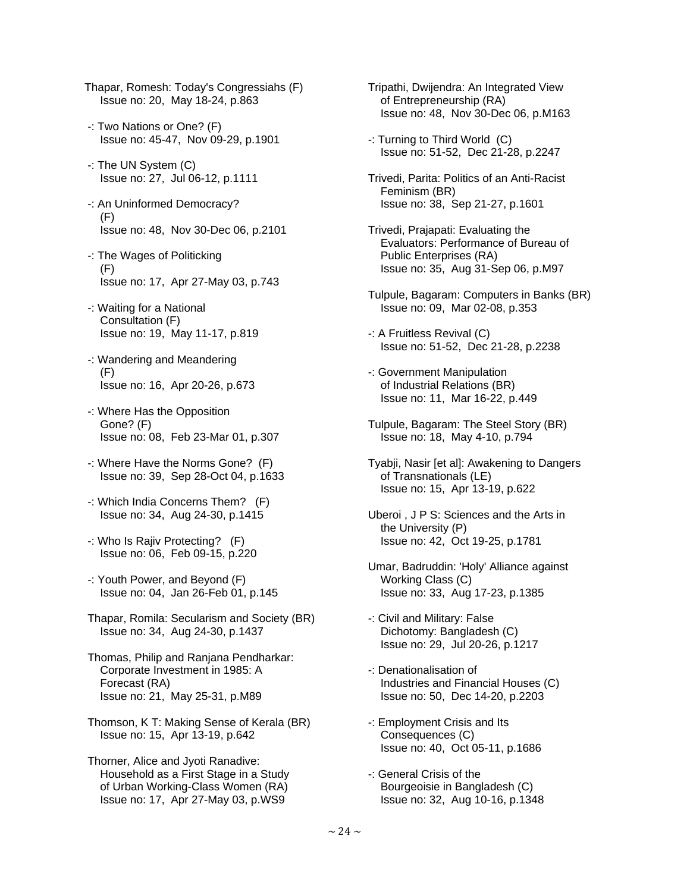Thapar, Romesh: Today's Congressiahs (F)
Issue no: 20, May 18-24, p.863

-: Two Nations or One? (F)
Issue no: 45-47, Nov 09-29, p.1901

-: The UN System (C)
Issue no: 27, Jul 06-12, p.1111

-: An Uninformed Democracy? (F)
Issue no: 48, Nov 30-Dec 06, p.2101

-: The Wages of Politicking (F)
Issue no: 17, Apr 27-May 03, p.743

-: Waiting for a National Consultation (F)
Issue no: 19, May 11-17, p.819

-: Wandering and Meandering (F)
Issue no: 16, Apr 20-26, p.673

-: Where Has the Opposition Gone? (F)
Issue no: 08, Feb 23-Mar 01, p.307

-: Where Have the Norms Gone? (F)
Issue no: 39, Sep 28-Oct 04, p.1633

-: Which India Concerns Them? (F)
Issue no: 34, Aug 24-30, p.1415

-: Who Is Rajiv Protecting? (F)
Issue no: 06, Feb 09-15, p.220

-: Youth Power, and Beyond (F)
Issue no: 04, Jan 26-Feb 01, p.145

Thapar, Romila: Secularism and Society (BR)
Issue no: 34, Aug 24-30, p.1437

Thomas, Philip and Ranjana Pendharkar: Corporate Investment in 1985: A Forecast (RA)
Issue no: 21, May 25-31, p.M89

Thomson, K T: Making Sense of Kerala (BR)
Issue no: 15, Apr 13-19, p.642

Thorner, Alice and Jyoti Ranadive: Household as a First Stage in a Study of Urban Working-Class Women (RA)
Issue no: 17, Apr 27-May 03, p.WS9

Tripathi, Dwijendra: An Integrated View of Entrepreneurship (RA)
Issue no: 48, Nov 30-Dec 06, p.M163

-: Turning to Third World (C)
Issue no: 51-52, Dec 21-28, p.2247

Trivedi, Parita: Politics of an Anti-Racist Feminism (BR)
Issue no: 38, Sep 21-27, p.1601

Trivedi, Prajapati: Evaluating the Evaluators: Performance of Bureau of Public Enterprises (RA)
Issue no: 35, Aug 31-Sep 06, p.M97

Tulpule, Bagaram: Computers in Banks (BR)
Issue no: 09, Mar 02-08, p.353

-: A Fruitless Revival (C)
Issue no: 51-52, Dec 21-28, p.2238

-: Government Manipulation of Industrial Relations (BR)
Issue no: 11, Mar 16-22, p.449

Tulpule, Bagaram: The Steel Story (BR)
Issue no: 18, May 4-10, p.794

Tyabji, Nasir [et al]: Awakening to Dangers of Transnationals (LE)
Issue no: 15, Apr 13-19, p.622

Uberoi , J P S: Sciences and the Arts in the University (P)
Issue no: 42, Oct 19-25, p.1781

Umar, Badruddin: 'Holy' Alliance against Working Class (C)
Issue no: 33, Aug 17-23, p.1385

-: Civil and Military: False Dichotomy: Bangladesh (C)
Issue no: 29, Jul 20-26, p.1217

-: Denationalisation of Industries and Financial Houses (C)
Issue no: 50, Dec 14-20, p.2203

-: Employment Crisis and Its Consequences (C)
Issue no: 40, Oct 05-11, p.1686

-: General Crisis of the Bourgeoisie in Bangladesh (C)
Issue no: 32, Aug 10-16, p.1348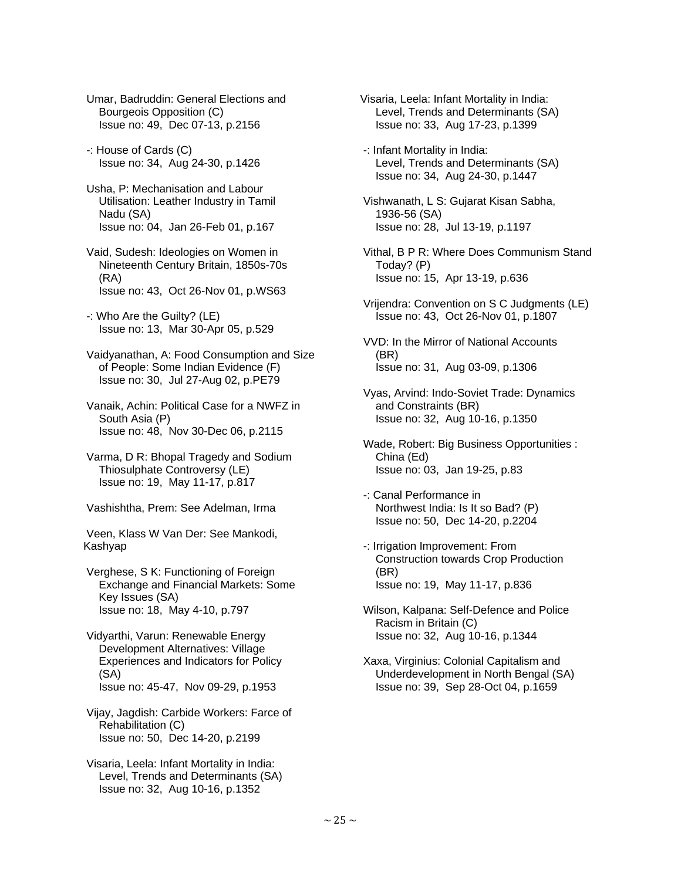Umar, Badruddin: General Elections and Bourgeois Opposition (C)
Issue no: 49, Dec 07-13, p.2156

-: House of Cards (C)
Issue no: 34, Aug 24-30, p.1426

Usha, P: Mechanisation and Labour Utilisation: Leather Industry in Tamil Nadu (SA)
Issue no: 04, Jan 26-Feb 01, p.167

Vaid, Sudesh: Ideologies on Women in Nineteenth Century Britain, 1850s-70s (RA)
Issue no: 43, Oct 26-Nov 01, p.WS63

-: Who Are the Guilty? (LE)
Issue no: 13, Mar 30-Apr 05, p.529

Vaidyanathan, A: Food Consumption and Size of People: Some Indian Evidence (F)
Issue no: 30, Jul 27-Aug 02, p.PE79

Vanaik, Achin: Political Case for a NWFZ in South Asia (P)
Issue no: 48, Nov 30-Dec 06, p.2115

Varma, D R: Bhopal Tragedy and Sodium Thiosulphate Controversy (LE)
Issue no: 19, May 11-17, p.817

Vashishtha, Prem: See Adelman, Irma

Veen, Klass W Van Der: See Mankodi, Kashyap

Verghese, S K: Functioning of Foreign Exchange and Financial Markets: Some Key Issues (SA)
Issue no: 18, May 4-10, p.797

Vidyarthi, Varun: Renewable Energy Development Alternatives: Village Experiences and Indicators for Policy (SA)
Issue no: 45-47, Nov 09-29, p.1953

Vijay, Jagdish: Carbide Workers: Farce of Rehabilitation (C)
Issue no: 50, Dec 14-20, p.2199

Visaria, Leela: Infant Mortality in India: Level, Trends and Determinants (SA)
Issue no: 32, Aug 10-16, p.1352

Visaria, Leela: Infant Mortality in India: Level, Trends and Determinants (SA)
Issue no: 33, Aug 17-23, p.1399

-: Infant Mortality in India: Level, Trends and Determinants (SA)
Issue no: 34, Aug 24-30, p.1447

Vishwanath, L S: Gujarat Kisan Sabha, 1936-56 (SA)
Issue no: 28, Jul 13-19, p.1197

Vithal, B P R: Where Does Communism Stand Today? (P)
Issue no: 15, Apr 13-19, p.636

Vrijendra: Convention on S C Judgments (LE)
Issue no: 43, Oct 26-Nov 01, p.1807

VVD: In the Mirror of National Accounts (BR)
Issue no: 31, Aug 03-09, p.1306

Vyas, Arvind: Indo-Soviet Trade: Dynamics and Constraints (BR)
Issue no: 32, Aug 10-16, p.1350

Wade, Robert: Big Business Opportunities : China (Ed)
Issue no: 03, Jan 19-25, p.83

-: Canal Performance in Northwest India: Is It so Bad? (P)
Issue no: 50, Dec 14-20, p.2204

-: Irrigation Improvement: From Construction towards Crop Production (BR)
Issue no: 19, May 11-17, p.836

Wilson, Kalpana: Self-Defence and Police Racism in Britain (C)
Issue no: 32, Aug 10-16, p.1344

Xaxa, Virginius: Colonial Capitalism and Underdevelopment in North Bengal (SA)
Issue no: 39, Sep 28-Oct 04, p.1659